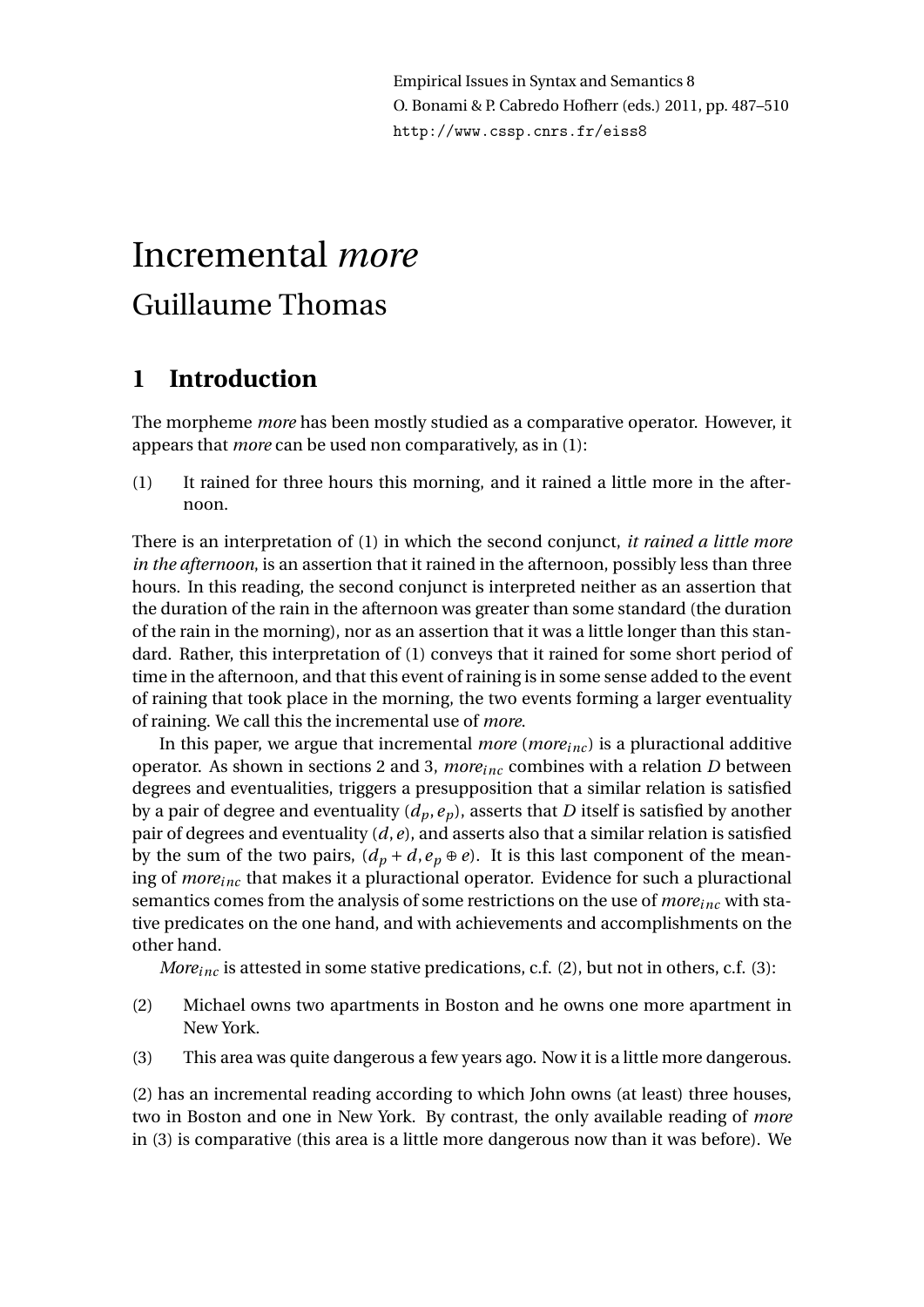# Incremental *more*

## Guillaume Thomas

## 1 Introduction

The morpheme *more* has been mostly studied as a comparative operator. However, it appears that *more* can be used non comparatively, as in (1):

(1) It rained for three hours this morning, and it rained a little more in the afternoon.

There is an interpretation of (1) in which the second conjunct, *it rained a little more in the afternoon*, is an assertion that it rained in the afternoon, possibly less than three hours. In this reading, the second conjunct is interpreted neither as an assertion that the duration of the rain in the afternoon was greater than some standard (the duration of the rain in the morning), nor as an assertion that it was a little longer than this standard. Rather, this interpretation of (1) conveys that it rained for some short period of time in the afternoon, and that this event of raining is in some sense added to the event of raining that took place in the morning, the two events forming a larger eventuality of raining. We call this the incremental use of *more*.

In this paper, we argue that incremental *more* (*more*$_{inc}$) is a pluractional additive operator. As shown in sections 2 and 3, *more*$_{inc}$ combines with a relation $D$ between degrees and eventualities, triggers a presupposition that a similar relation is satisfied by a pair of degree and eventuality $(d_p, e_p)$, asserts that $D$ itself is satisfied by another pair of degrees and eventuality $(d, e)$, and asserts also that a similar relation is satisfied by the sum of the two pairs, $(d_p + d, e_p \oplus e)$. It is this last component of the meaning of *more*$_{inc}$ that makes it a pluractional operator. Evidence for such a pluractional semantics comes from the analysis of some restrictions on the use of *more*$_{inc}$ with stative predicates on the one hand, and with achievements and accomplishments on the other hand.

*More*$_{inc}$ is attested in some stative predications, c.f. (2), but not in others, c.f. (3):

(2) Michael owns two apartments in Boston and he owns one more apartment in New York.

(3) This area was quite dangerous a few years ago. Now it is a little more dangerous.

(2) has an incremental reading according to which John owns (at least) three houses, two in Boston and one in New York. By contrast, the only available reading of *more* in (3) is comparative (this area is a little more dangerous now than it was before). We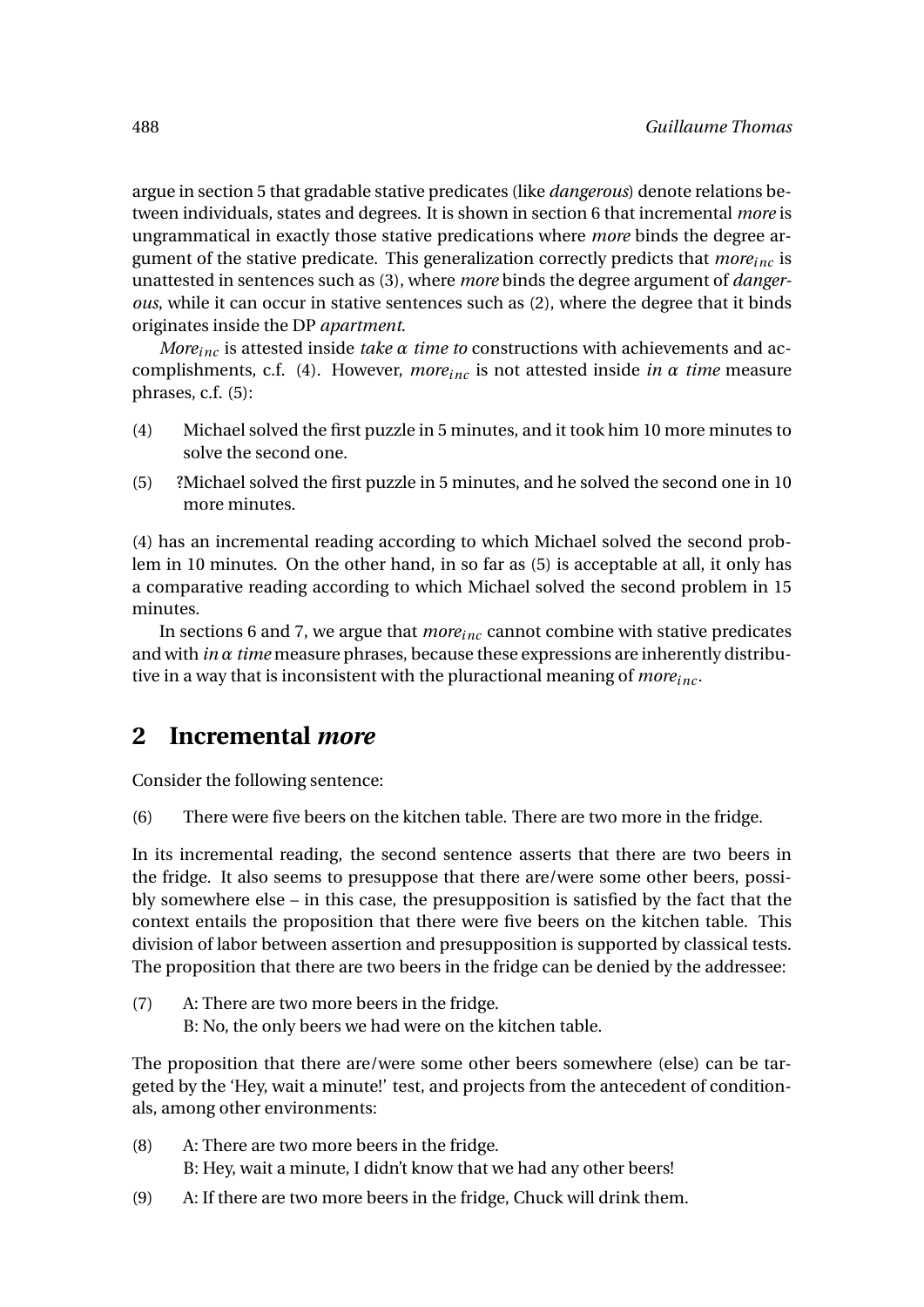argue in section 5 that gradable stative predicates (like *dangerous*) denote relations between individuals, states and degrees. It is shown in section 6 that incremental *more* is ungrammatical in exactly those stative predications where *more* binds the degree argument of the stative predicate. This generalization correctly predicts that *more*$_{inc}$ is unattested in sentences such as (3), where *more* binds the degree argument of *dangerous*, while it can occur in stative sentences such as (2), where the degree that it binds originates inside the DP *apartment*.

*More*$_{inc}$ is attested inside *take* $\alpha$ *time to* constructions with achievements and accomplishments, c.f. (4). However, *more*$_{inc}$ is not attested inside *in* $\alpha$ *time* measure phrases, c.f. (5):

(4) Michael solved the first puzzle in 5 minutes, and it took him 10 more minutes to solve the second one.

(5) ?Michael solved the first puzzle in 5 minutes, and he solved the second one in 10 more minutes.

(4) has an incremental reading according to which Michael solved the second problem in 10 minutes. On the other hand, in so far as (5) is acceptable at all, it only has a comparative reading according to which Michael solved the second problem in 15 minutes.

In sections 6 and 7, we argue that *more*$_{inc}$ cannot combine with stative predicates and with *in* $\alpha$ *time* measure phrases, because these expressions are inherently distributive in a way that is inconsistent with the pluractional meaning of *more*$_{inc}$.

## 2 Incremental *more*

Consider the following sentence:

(6) There were five beers on the kitchen table. There are two more in the fridge.

In its incremental reading, the second sentence asserts that there are two beers in the fridge. It also seems to presuppose that there are/were some other beers, possibly somewhere else – in this case, the presupposition is satisfied by the fact that the context entails the proposition that there were five beers on the kitchen table. This division of labor between assertion and presupposition is supported by classical tests. The proposition that there are two beers in the fridge can be denied by the addressee:

(7) A: There are two more beers in the fridge.
B: No, the only beers we had were on the kitchen table.

The proposition that there are/were some other beers somewhere (else) can be targeted by the 'Hey, wait a minute!' test, and projects from the antecedent of conditionals, among other environments:

(8) A: There are two more beers in the fridge.
B: Hey, wait a minute, I didn't know that we had any other beers!

(9) A: If there are two more beers in the fridge, Chuck will drink them.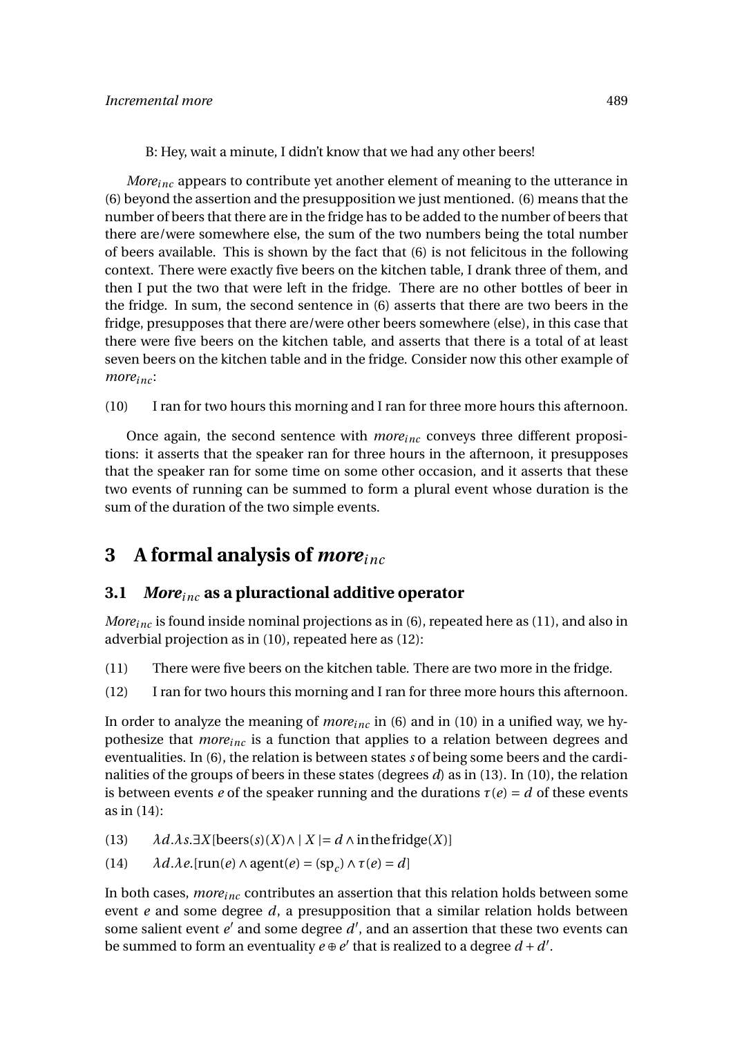B: Hey, wait a minute, I didn't know that we had any other beers!

*More*$_{inc}$ appears to contribute yet another element of meaning to the utterance in (6) beyond the assertion and the presupposition we just mentioned. (6) means that the number of beers that there are in the fridge has to be added to the number of beers that there are/were somewhere else, the sum of the two numbers being the total number of beers available. This is shown by the fact that (6) is not felicitous in the following context. There were exactly five beers on the kitchen table, I drank three of them, and then I put the two that were left in the fridge. There are no other bottles of beer in the fridge. In sum, the second sentence in (6) asserts that there are two beers in the fridge, presupposes that there are/were other beers somewhere (else), in this case that there were five beers on the kitchen table, and asserts that there is a total of at least seven beers on the kitchen table and in the fridge. Consider now this other example of *more*$_{inc}$:

(10) I ran for two hours this morning and I ran for three more hours this afternoon.

Once again, the second sentence with *more*$_{inc}$ conveys three different propositions: it asserts that the speaker ran for three hours in the afternoon, it presupposes that the speaker ran for some time on some other occasion, and it asserts that these two events of running can be summed to form a plural event whose duration is the sum of the duration of the two simple events.

## 3 A formal analysis of *more*$_{inc}$

### 3.1 *More*$_{inc}$ as a pluractional additive operator

*More*$_{inc}$ is found inside nominal projections as in (6), repeated here as (11), and also in adverbial projection as in (10), repeated here as (12):

(11) There were five beers on the kitchen table. There are two more in the fridge.

(12) I ran for two hours this morning and I ran for three more hours this afternoon.

In order to analyze the meaning of *more*$_{inc}$ in (6) and in (10) in a unified way, we hypothesize that *more*$_{inc}$ is a function that applies to a relation between degrees and eventualities. In (6), the relation is between states *s* of being some beers and the cardinalities of the groups of beers in these states (degrees *d*) as in (13). In (10), the relation is between events *e* of the speaker running and the durations $\tau(e) = d$ of these events as in (14):

(13) $\lambda d.\lambda s.\exists X[\text{beers}(s)(X) \wedge |X| = d \wedge \text{in the fridge}(X)]$

(14) $\lambda d.\lambda e.[\text{run}(e) \wedge \text{agent}(e) = (\text{sp}_c) \wedge \tau(e) = d]$

In both cases, *more*$_{inc}$ contributes an assertion that this relation holds between some event $e$ and some degree $d$, a presupposition that a similar relation holds between some salient event $e'$ and some degree $d'$, and an assertion that these two events can be summed to form an eventuality $e \oplus e'$ that is realized to a degree $d + d'$.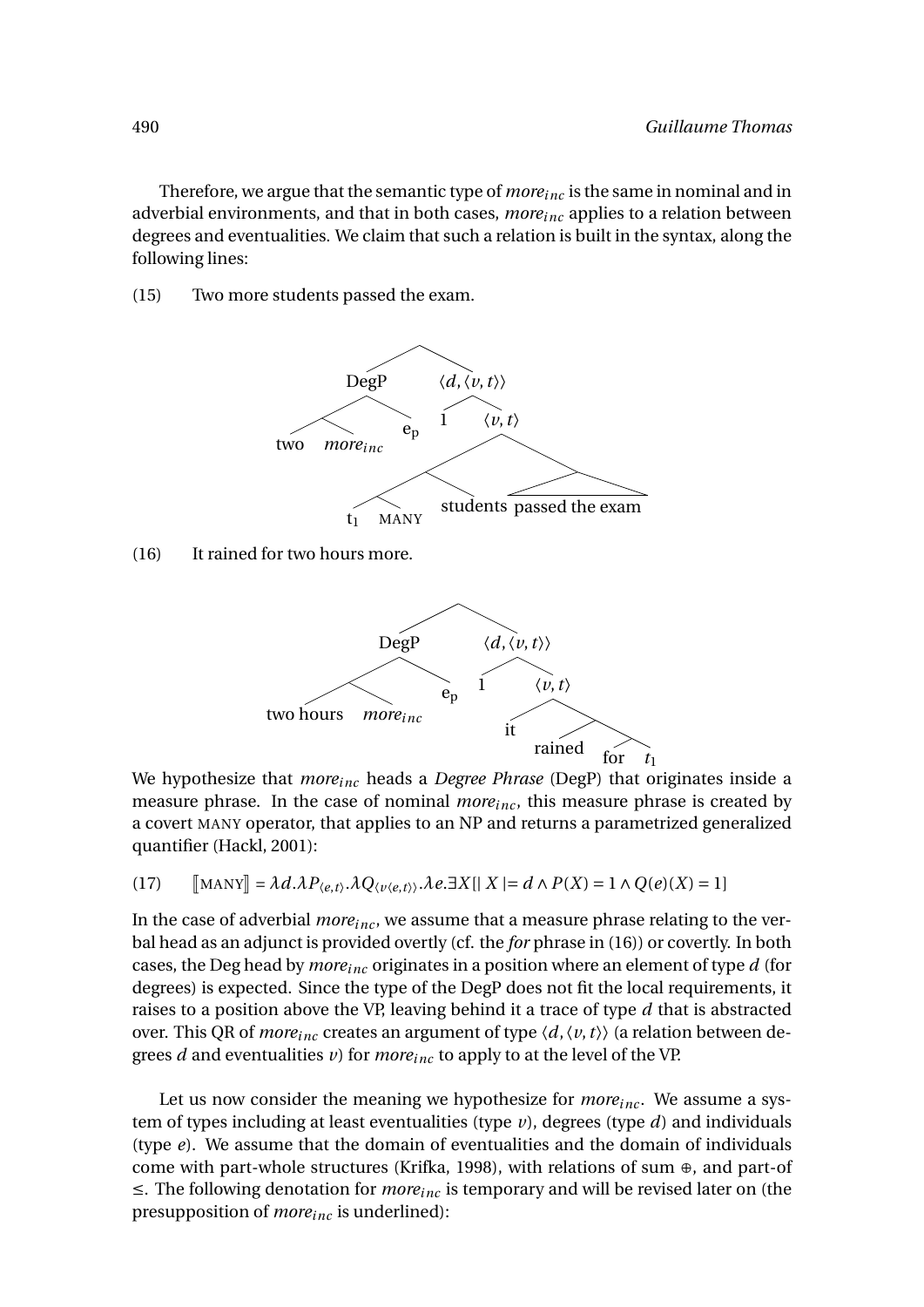Therefore, we argue that the semantic type of $more_{inc}$ is the same in nominal and in adverbial environments, and that in both cases, $more_{inc}$ applies to a relation between degrees and eventualities. We claim that such a relation is built in the syntax, along the following lines:

(15) Two more students passed the exam.

```
[ [DegP [ two more_inc ] e_p ] [⟨d,⟨v,t⟩⟩ 1 [⟨v,t⟩ [ [ t_1 MANY ] students ] [ passed the exam ] ] ] ]
```

(16) It rained for two hours more.

```
[ [DegP [ two hours more_inc ] e_p ] [⟨d,⟨v,t⟩⟩ 1 [⟨v,t⟩ it [ rained [ for t_1 ] ] ] ] ]
```

We hypothesize that $more_{inc}$ heads a *Degree Phrase* (DegP) that originates inside a measure phrase. In the case of nominal $more_{inc}$, this measure phrase is created by a covert MANY operator, that applies to an NP and returns a parametrized generalized quantifier (Hackl, 2001):

(17) $[\![\text{MANY}]\!] = \lambda d.\lambda P_{\langle e,t\rangle}.\lambda Q_{\langle v\langle e,t\rangle\rangle}.\lambda e.\exists X[|\, X\,| = d \wedge P(X) = 1 \wedge Q(e)(X) = 1]$

In the case of adverbial $more_{inc}$, we assume that a measure phrase relating to the verbal head as an adjunct is provided overtly (cf. the *for* phrase in (16)) or covertly. In both cases, the Deg head by $more_{inc}$ originates in a position where an element of type $d$ (for degrees) is expected. Since the type of the DegP does not fit the local requirements, it raises to a position above the VP, leaving behind it a trace of type $d$ that is abstracted over. This QR of $more_{inc}$ creates an argument of type $\langle d, \langle v, t\rangle\rangle$ (a relation between degrees $d$ and eventualities $v$) for $more_{inc}$ to apply to at the level of the VP.

Let us now consider the meaning we hypothesize for $more_{inc}$. We assume a system of types including at least eventualities (type $v$), degrees (type $d$) and individuals (type $e$). We assume that the domain of eventualities and the domain of individuals come with part-whole structures (Krifka, 1998), with relations of sum $\oplus$, and part-of $\leq$. The following denotation for $more_{inc}$ is temporary and will be revised later on (the presupposition of $more_{inc}$ is underlined):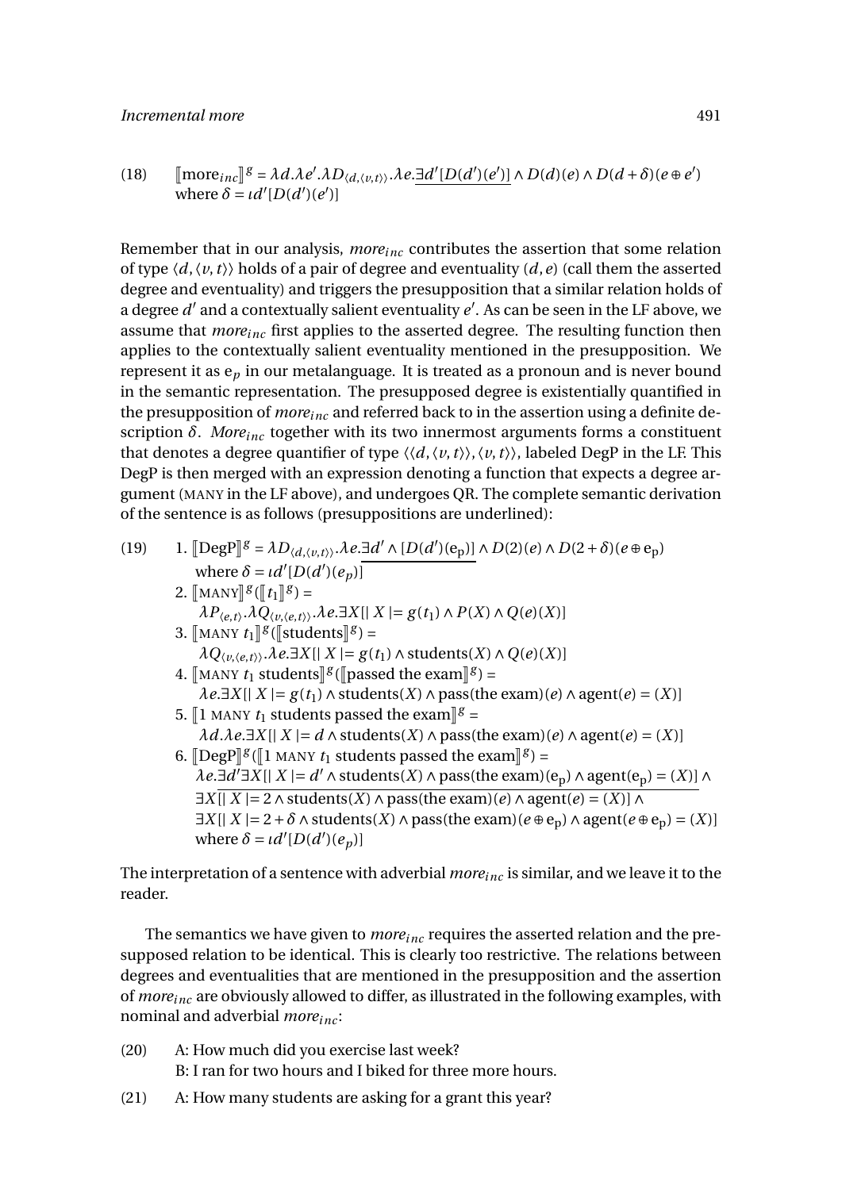(18) $[\![\text{more}_{inc}]\!]^g = \lambda d.\lambda e'.\lambda D_{\langle d,\langle v,t\rangle\rangle}.\lambda e.\underline{\exists d'[D(d')(e')]} \wedge D(d)(e) \wedge D(d+\delta)(e \oplus e')$
where $\delta = \iota d'[D(d')(e')]$

Remember that in our analysis, $more_{inc}$ contributes the assertion that some relation of type $\langle d, \langle v, t\rangle\rangle$ holds of a pair of degree and eventuality $(d, e)$ (call them the asserted degree and eventuality) and triggers the presupposition that a similar relation holds of a degree $d'$ and a contextually salient eventuality $e'$. As can be seen in the LF above, we assume that $more_{inc}$ first applies to the asserted degree. The resulting function then applies to the contextually salient eventuality mentioned in the presupposition. We represent it as $\text{e}_p$ in our metalanguage. It is treated as a pronoun and is never bound in the semantic representation. The presupposed degree is existentially quantified in the presupposition of $more_{inc}$ and referred back to in the assertion using a definite description $\delta$. $More_{inc}$ together with its two innermost arguments forms a constituent that denotes a degree quantifier of type $\langle\langle d, \langle v, t\rangle\rangle, \langle v, t\rangle\rangle$, labeled DegP in the LF. This DegP is then merged with an expression denoting a function that expects a degree argument (MANY in the LF above), and undergoes QR. The complete semantic derivation of the sentence is as follows (presuppositions are underlined):

(19)
1. $[\![\text{DegP}]\!]^g = \lambda D_{\langle d,\langle v,t\rangle\rangle}.\lambda e.\underline{\exists d' \wedge [D(d')(\text{e}_\text{p})]} \wedge D(2)(e) \wedge D(2+\delta)(e \oplus \text{e}_\text{p})$
   where $\delta = \iota d'[D(d')(e_p)]$
2. $[\![\text{MANY}]\!]^g([\![t_1]\!]^g) =$
   $\lambda P_{\langle e,t\rangle}.\lambda Q_{\langle v,\langle e,t\rangle\rangle}.\lambda e.\exists X[|X| = g(t_1) \wedge P(X) \wedge Q(e)(X)]$
3. $[\![\text{MANY } t_1]\!]^g([\![\text{students}]\!]^g) =$
   $\lambda Q_{\langle v,\langle e,t\rangle\rangle}.\lambda e.\exists X[|X| = g(t_1) \wedge \text{students}(X) \wedge Q(e)(X)]$
4. $[\![\text{MANY } t_1 \text{ students}]\!]^g([\![\text{passed the exam}]\!]^g) =$
   $\lambda e.\exists X[|X| = g(t_1) \wedge \text{students}(X) \wedge \text{pass(the exam)}(e) \wedge \text{agent}(e) = (X)]$
5. $[\![1 \text{ MANY } t_1 \text{ students passed the exam}]\!]^g =$
   $\lambda d.\lambda e.\exists X[|X| = d \wedge \text{students}(X) \wedge \text{pass(the exam)}(e) \wedge \text{agent}(e) = (X)]$
6. $[\![\text{DegP}]\!]^g([\![1 \text{ MANY } t_1 \text{ students passed the exam}]\!]^g) =$
   $\lambda e.\underline{\exists d' \exists X[|X| = d' \wedge \text{students}(X) \wedge \text{pass(the exam)}(\text{e}_\text{p}) \wedge \text{agent}(\text{e}_\text{p}) = (X)]} \wedge$
   $\exists X[|X| = 2 \wedge \text{students}(X) \wedge \text{pass(the exam)}(e) \wedge \text{agent}(e) = (X)] \wedge$
   $\exists X[|X| = 2 + \delta \wedge \text{students}(X) \wedge \text{pass(the exam)}(e \oplus \text{e}_\text{p}) \wedge \text{agent}(e \oplus \text{e}_\text{p}) = (X)]$
   where $\delta = \iota d'[D(d')(e_p)]$

The interpretation of a sentence with adverbial $more_{inc}$ is similar, and we leave it to the reader.

The semantics we have given to $more_{inc}$ requires the asserted relation and the presupposed relation to be identical. This is clearly too restrictive. The relations between degrees and eventualities that are mentioned in the presupposition and the assertion of $more_{inc}$ are obviously allowed to differ, as illustrated in the following examples, with nominal and adverbial $more_{inc}$:

(20) A: How much did you exercise last week?
B: I ran for two hours and I biked for three more hours.

(21) A: How many students are asking for a grant this year?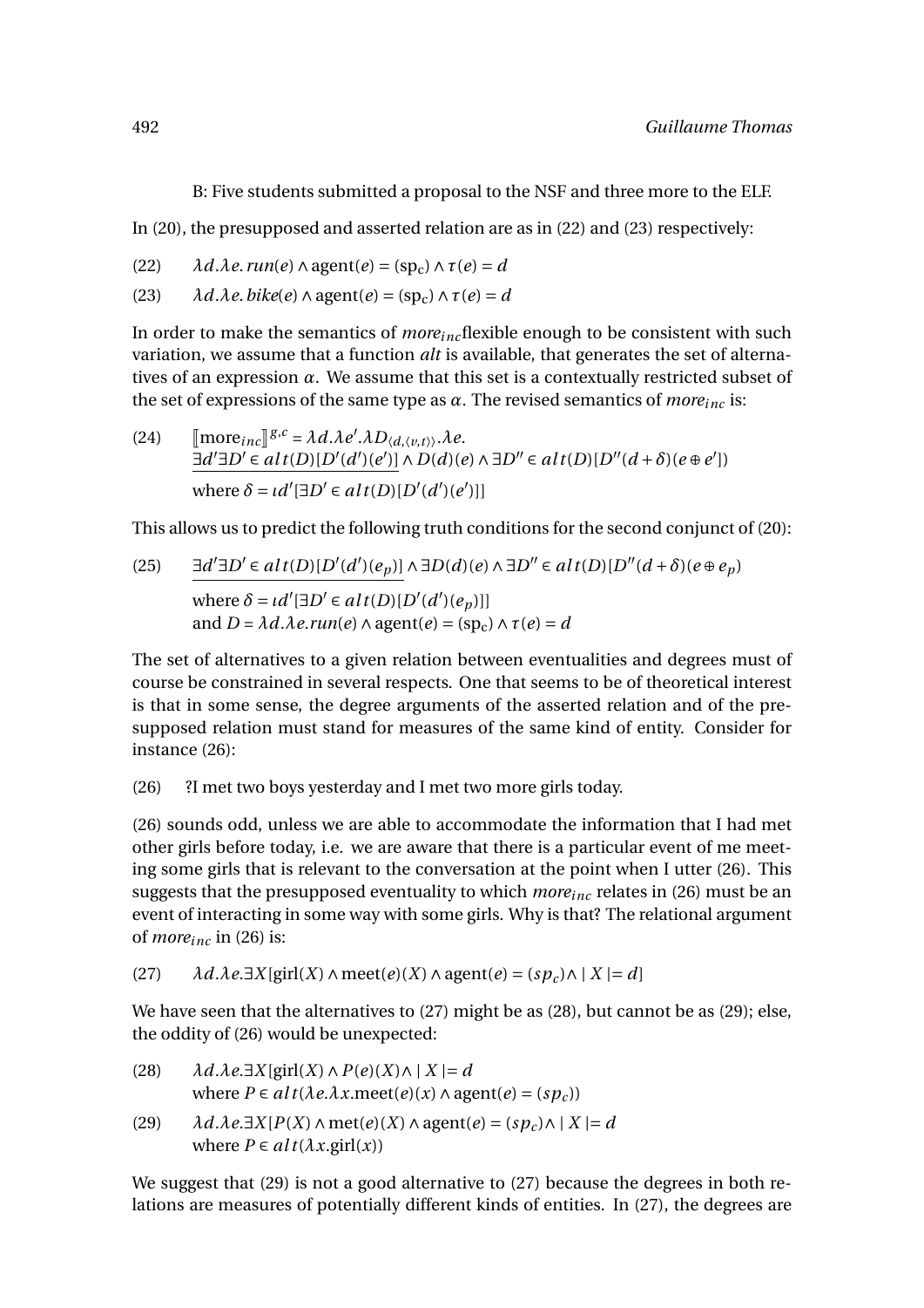B: Five students submitted a proposal to the NSF and three more to the ELF.

In (20), the presupposed and asserted relation are as in (22) and (23) respectively:

(22) $\lambda d.\lambda e.\,run(e) \wedge \text{agent}(e) = (\text{sp}_\text{c}) \wedge \tau(e) = d$

(23) $\lambda d.\lambda e.\,bike(e) \wedge \text{agent}(e) = (\text{sp}_\text{c}) \wedge \tau(e) = d$

In order to make the semantics of *more*$_{inc}$flexible enough to be consistent with such variation, we assume that a function *alt* is available, that generates the set of alternatives of an expression $\alpha$. We assume that this set is a contextually restricted subset of the set of expressions of the same type as $\alpha$. The revised semantics of *more*$_{inc}$ is:

(24) $[\![\text{more}_{inc}]\!]^{g,c} = \lambda d.\lambda e'.\lambda D_{\langle d,\langle v,t\rangle\rangle}.\lambda e.$
$\underline{\exists d' \exists D' \in alt(D)[D'(d')(e')]} \wedge D(d)(e) \wedge \exists D'' \in alt(D)[D''(d+\delta)(e \oplus e'])$
where $\delta = \iota d'[\exists D' \in alt(D)[D'(d')(e')]]$

This allows us to predict the following truth conditions for the second conjunct of (20):

(25) $\underline{\exists d' \exists D' \in alt(D)[D'(d')(e_p)]} \wedge \exists D(d)(e) \wedge \exists D'' \in alt(D)[D''(d+\delta)(e \oplus e_p)$
where $\delta = \iota d'[\exists D' \in alt(D)[D'(d')(e_p)]]$
and $D = \lambda d.\lambda e.run(e) \wedge \text{agent}(e) = (\text{sp}_\text{c}) \wedge \tau(e) = d$

The set of alternatives to a given relation between eventualities and degrees must of course be constrained in several respects. One that seems to be of theoretical interest is that in some sense, the degree arguments of the asserted relation and of the presupposed relation must stand for measures of the same kind of entity. Consider for instance (26):

(26) ?I met two boys yesterday and I met two more girls today.

(26) sounds odd, unless we are able to accommodate the information that I had met other girls before today, i.e. we are aware that there is a particular event of me meeting some girls that is relevant to the conversation at the point when I utter (26). This suggests that the presupposed eventuality to which *more*$_{inc}$ relates in (26) must be an event of interacting in some way with some girls. Why is that? The relational argument of *more*$_{inc}$ in (26) is:

(27) $\lambda d.\lambda e.\exists X[\text{girl}(X) \wedge \text{meet}(e)(X) \wedge \text{agent}(e) = (sp_c) \wedge \mid X \mid = d]$

We have seen that the alternatives to (27) might be as (28), but cannot be as (29); else, the oddity of (26) would be unexpected:

(28) $\lambda d.\lambda e.\exists X[\text{girl}(X) \wedge P(e)(X) \wedge \mid X \mid = d$
where $P \in alt(\lambda e.\lambda x.\text{meet}(e)(x) \wedge \text{agent}(e) = (sp_c))$

(29) $\lambda d.\lambda e.\exists X[P(X) \wedge \text{met}(e)(X) \wedge \text{agent}(e) = (sp_c) \wedge \mid X \mid = d$
where $P \in alt(\lambda x.\text{girl}(x))$

We suggest that (29) is not a good alternative to (27) because the degrees in both relations are measures of potentially different kinds of entities. In (27), the degrees are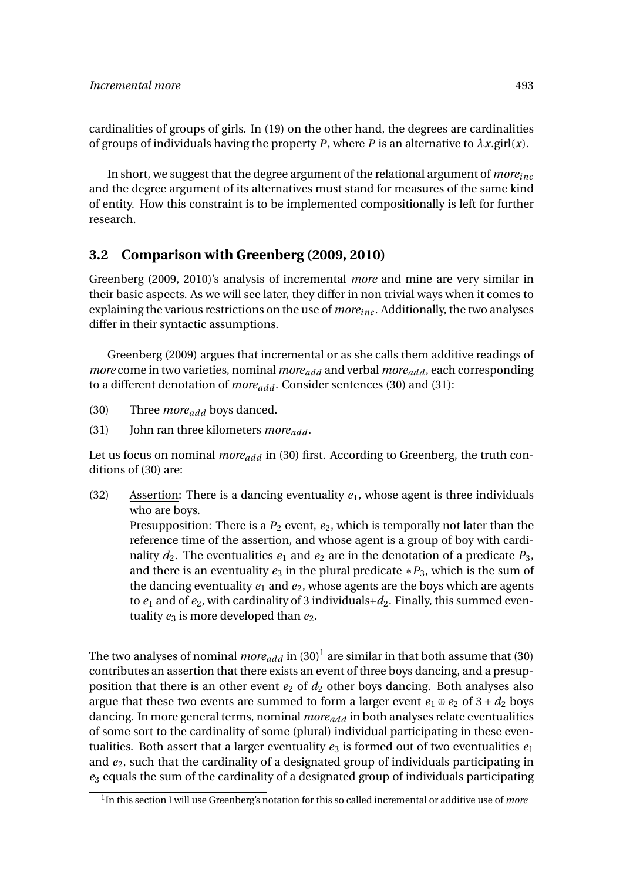cardinalities of groups of girls. In (19) on the other hand, the degrees are cardinalities of groups of individuals having the property $P$, where $P$ is an alternative to $\lambda x.\text{girl}(x)$.

In short, we suggest that the degree argument of the relational argument of $more_{inc}$ and the degree argument of its alternatives must stand for measures of the same kind of entity. How this constraint is to be implemented compositionally is left for further research.

## 3.2 Comparison with Greenberg (2009, 2010)

Greenberg (2009, 2010)'s analysis of incremental *more* and mine are very similar in their basic aspects. As we will see later, they differ in non trivial ways when it comes to explaining the various restrictions on the use of $more_{inc}$. Additionally, the two analyses differ in their syntactic assumptions.

Greenberg (2009) argues that incremental or as she calls them additive readings of *more* come in two varieties, nominal $more_{add}$ and verbal $more_{add}$, each corresponding to a different denotation of $more_{add}$. Consider sentences (30) and (31):

(30) Three $more_{add}$ boys danced.

(31) John ran three kilometers $more_{add}$.

Let us focus on nominal $more_{add}$ in (30) first. According to Greenberg, the truth conditions of (30) are:

(32) Assertion: There is a dancing eventuality $e_1$, whose agent is three individuals who are boys.
Presupposition: There is a $P_2$ event, $e_2$, which is temporally not later than the reference time of the assertion, and whose agent is a group of boy with cardinality $d_2$. The eventualities $e_1$ and $e_2$ are in the denotation of a predicate $P_3$, and there is an eventuality $e_3$ in the plural predicate $*P_3$, which is the sum of the dancing eventuality $e_1$ and $e_2$, whose agents are the boys which are agents to $e_1$ and of $e_2$, with cardinality of 3 individuals+$d_2$. Finally, this summed eventuality $e_3$ is more developed than $e_2$.

The two analyses of nominal $more_{add}$ in (30)[1] are similar in that both assume that (30) contributes an assertion that there exists an event of three boys dancing, and a presupposition that there is an other event $e_2$ of $d_2$ other boys dancing. Both analyses also argue that these two events are summed to form a larger event $e_1 \oplus e_2$ of $3 + d_2$ boys dancing. In more general terms, nominal $more_{add}$ in both analyses relate eventualities of some sort to the cardinality of some (plural) individual participating in these eventualities. Both assert that a larger eventuality $e_3$ is formed out of two eventualities $e_1$ and $e_2$, such that the cardinality of a designated group of individuals participating in $e_3$ equals the sum of the cardinality of a designated group of individuals participating

[1] In this section I will use Greenberg's notation for this so called incremental or additive use of *more*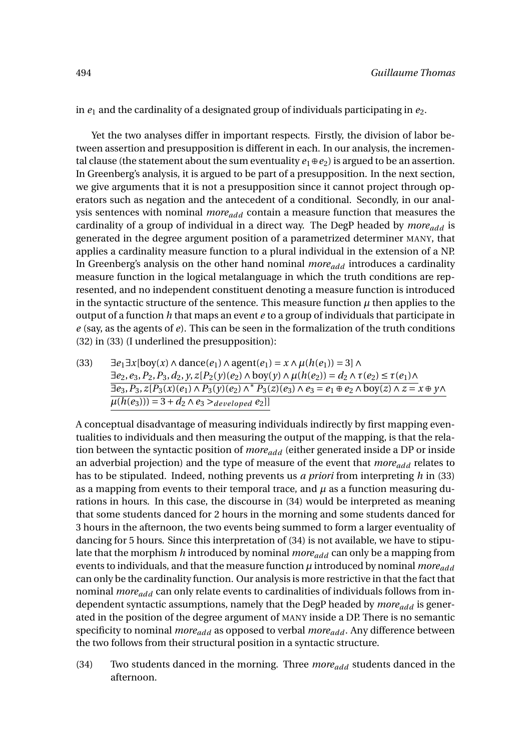in $e_1$ and the cardinality of a designated group of individuals participating in $e_2$.

Yet the two analyses differ in important respects. Firstly, the division of labor between assertion and presupposition is different in each. In our analysis, the incremental clause (the statement about the sum eventuality $e_1 \oplus e_2$) is argued to be an assertion. In Greenberg's analysis, it is argued to be part of a presupposition. In the next section, we give arguments that it is not a presupposition since it cannot project through operators such as negation and the antecedent of a conditional. Secondly, in our analysis sentences with nominal $more_{add}$ contain a measure function that measures the cardinality of a group of individual in a direct way. The DegP headed by $more_{add}$ is generated in the degree argument position of a parametrized determiner MANY, that applies a cardinality measure function to a plural individual in the extension of a NP. In Greenberg's analysis on the other hand nominal $more_{add}$ introduces a cardinality measure function in the logical metalanguage in which the truth conditions are represented, and no independent constituent denoting a measure function is introduced in the syntactic structure of the sentence. This measure function $\mu$ then applies to the output of a function $h$ that maps an event $e$ to a group of individuals that participate in $e$ (say, as the agents of $e$). This can be seen in the formalization of the truth conditions (32) in (33) (I underlined the presupposition):

(33) $$\exists e_1 \exists x[\text{boy}(x) \wedge \text{dance}(e_1) \wedge \text{agent}(e_1) = x \wedge \mu(h(e_1)) = 3] \wedge \underline{\exists e_2, e_3, P_2, P_3, d_2, y, z[P_2(y)(e_2) \wedge \text{boy}(y) \wedge \mu(h(e_2)) = d_2 \wedge \tau(e_2) \leq \tau(e_1) \wedge \exists e_3, P_3, z[P_3(x)(e_1) \wedge P_3(y)(e_2) \wedge {}^* P_3(z)(e_3) \wedge e_3 = e_1 \oplus e_2 \wedge \text{boy}(z) \wedge z = x \oplus y \wedge \mu(h(e_3))) = 3 + d_2 \wedge e_3 >_{developed} e_2]]}$$

A conceptual disadvantage of measuring individuals indirectly by first mapping eventualities to individuals and then measuring the output of the mapping, is that the relation between the syntactic position of $more_{add}$ (either generated inside a DP or inside an adverbial projection) and the type of measure of the event that $more_{add}$ relates to has to be stipulated. Indeed, nothing prevents us *a priori* from interpreting $h$ in (33) as a mapping from events to their temporal trace, and $\mu$ as a function measuring durations in hours. In this case, the discourse in (34) would be interpreted as meaning that some students danced for 2 hours in the morning and some students danced for 3 hours in the afternoon, the two events being summed to form a larger eventuality of dancing for 5 hours. Since this interpretation of (34) is not available, we have to stipulate that the morphism $h$ introduced by nominal $more_{add}$ can only be a mapping from events to individuals, and that the measure function $\mu$ introduced by nominal $more_{add}$ can only be the cardinality function. Our analysis is more restrictive in that the fact that nominal $more_{add}$ can only relate events to cardinalities of individuals follows from independent syntactic assumptions, namely that the DegP headed by $more_{add}$ is generated in the position of the degree argument of MANY inside a DP. There is no semantic specificity to nominal $more_{add}$ as opposed to verbal $more_{add}$. Any difference between the two follows from their structural position in a syntactic structure.

(34) Two students danced in the morning. Three *more*$_{add}$ students danced in the afternoon.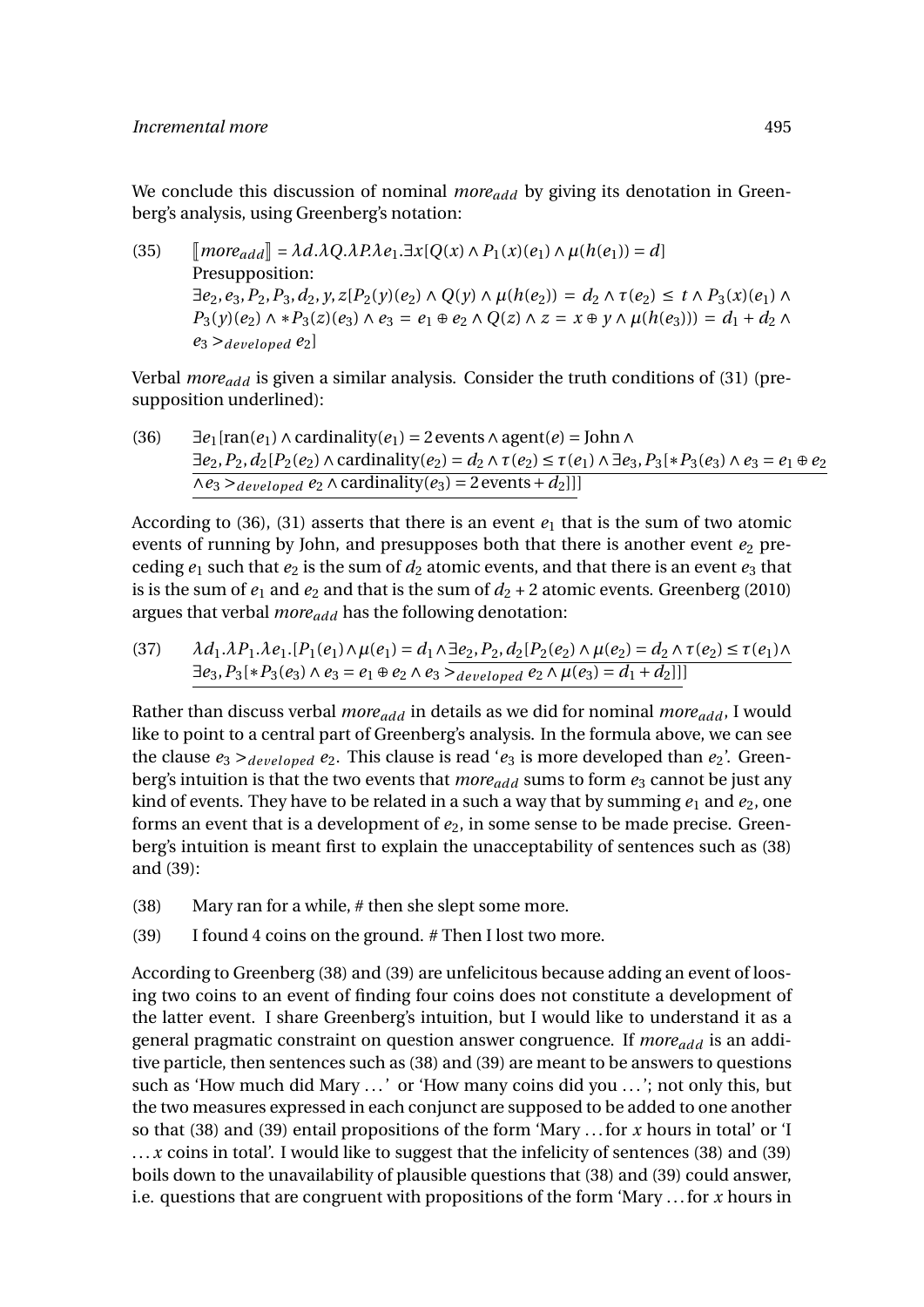We conclude this discussion of nominal *more$_{add}$* by giving its denotation in Greenberg's analysis, using Greenberg's notation:

(35) $[\![more_{add}]\!] = \lambda d.\lambda Q.\lambda P.\lambda e_1.\exists x[Q(x) \wedge P_1(x)(e_1) \wedge \mu(h(e_1)) = d]$
Presupposition:
$\exists e_2, e_3, P_2, P_3, d_2, y, z[P_2(y)(e_2) \wedge Q(y) \wedge \mu(h(e_2)) = d_2 \wedge \tau(e_2) \leq t \wedge P_3(x)(e_1) \wedge P_3(y)(e_2) \wedge *P_3(z)(e_3) \wedge e_3 = e_1 \oplus e_2 \wedge Q(z) \wedge z = x \oplus y \wedge \mu(h(e_3))) = d_1 + d_2 \wedge e_3 >_{developed} e_2]$

Verbal *more$_{add}$* is given a similar analysis. Consider the truth conditions of (31) (presupposition underlined):

(36) $\exists e_1[\text{ran}(e_1) \wedge \text{cardinality}(e_1) = 2\,\text{events} \wedge \text{agent}(e) = \text{John} \wedge \underline{\exists e_2, P_2, d_2[P_2(e_2) \wedge \text{cardinality}(e_2) = d_2 \wedge \tau(e_2) \leq \tau(e_1) \wedge \exists e_3, P_3[*P_3(e_3) \wedge e_3 = e_1 \oplus e_2 \wedge e_3 >_{developed} e_2 \wedge \text{cardinality}(e_3) = 2\,\text{events} + d_2]]]}$

According to (36), (31) asserts that there is an event $e_1$ that is the sum of two atomic events of running by John, and presupposes both that there is another event $e_2$ preceding $e_1$ such that $e_2$ is the sum of $d_2$ atomic events, and that there is an event $e_3$ that is is the sum of $e_1$ and $e_2$ and that is the sum of $d_2 + 2$ atomic events. Greenberg (2010) argues that verbal *more$_{add}$* has the following denotation:

(37) $\lambda d_1.\lambda P_1.\lambda e_1.[P_1(e_1) \wedge \mu(e_1) = d_1 \wedge \underline{\exists e_2, P_2, d_2[P_2(e_2) \wedge \mu(e_2) = d_2 \wedge \tau(e_2) \leq \tau(e_1) \wedge \exists e_3, P_3[*P_3(e_3) \wedge e_3 = e_1 \oplus e_2 \wedge e_3 >_{developed} e_2 \wedge \mu(e_3) = d_1 + d_2]]]}$

Rather than discuss verbal *more$_{add}$* in details as we did for nominal *more$_{add}$*, I would like to point to a central part of Greenberg's analysis. In the formula above, we can see the clause $e_3 >_{developed} e_2$. This clause is read '$e_3$ is more developed than $e_2$'. Greenberg's intuition is that the two events that *more$_{add}$* sums to form $e_3$ cannot be just any kind of events. They have to be related in a such a way that by summing $e_1$ and $e_2$, one forms an event that is a development of $e_2$, in some sense to be made precise. Greenberg's intuition is meant first to explain the unacceptability of sentences such as (38) and (39):

(38) Mary ran for a while, # then she slept some more.

(39) I found 4 coins on the ground. # Then I lost two more.

According to Greenberg (38) and (39) are unfelicitous because adding an event of loosing two coins to an event of finding four coins does not constitute a development of the latter event. I share Greenberg's intuition, but I would like to understand it as a general pragmatic constraint on question answer congruence. If *more$_{add}$* is an additive particle, then sentences such as (38) and (39) are meant to be answers to questions such as 'How much did Mary ...' or 'How many coins did you ...'; not only this, but the two measures expressed in each conjunct are supposed to be added to one another so that (38) and (39) entail propositions of the form 'Mary ... for *x* hours in total' or 'I ... *x* coins in total'. I would like to suggest that the infelicity of sentences (38) and (39) boils down to the unavailability of plausible questions that (38) and (39) could answer, i.e. questions that are congruent with propositions of the form 'Mary ... for *x* hours in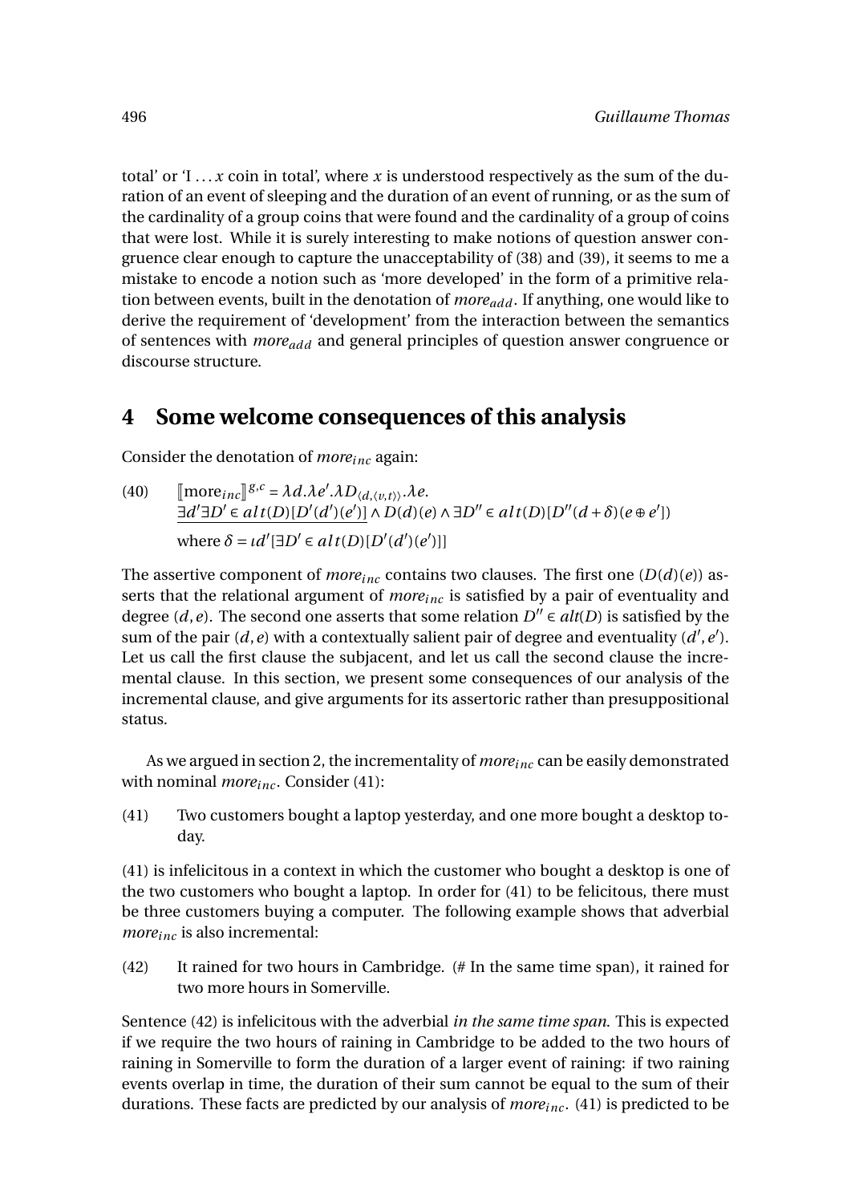total' or 'I ... $x$ coin in total', where $x$ is understood respectively as the sum of the duration of an event of sleeping and the duration of an event of running, or as the sum of the cardinality of a group coins that were found and the cardinality of a group of coins that were lost. While it is surely interesting to make notions of question answer congruence clear enough to capture the unacceptability of (38) and (39), it seems to me a mistake to encode a notion such as 'more developed' in the form of a primitive relation between events, built in the denotation of *more*$_{add}$. If anything, one would like to derive the requirement of 'development' from the interaction between the semantics of sentences with *more*$_{add}$ and general principles of question answer congruence or discourse structure.

## 4 Some welcome consequences of this analysis

Consider the denotation of *more*$_{inc}$ again:

(40) $[\![\text{more}_{inc}]\!]^{g,c} = \lambda d.\lambda e'.\lambda D_{\langle d,\langle v,t\rangle\rangle}.\lambda e.$
$\underline{\exists d' \exists D' \in alt(D)[D'(d')(e')]} \wedge D(d)(e) \wedge \exists D'' \in alt(D)[D''(d+\delta)(e \oplus e')]$
where $\delta = \iota d'[\exists D' \in alt(D)[D'(d')(e')]]$

The assertive component of *more*$_{inc}$ contains two clauses. The first one ($D(d)(e)$) asserts that the relational argument of *more*$_{inc}$ is satisfied by a pair of eventuality and degree $(d, e)$. The second one asserts that some relation $D'' \in alt(D)$ is satisfied by the sum of the pair $(d, e)$ with a contextually salient pair of degree and eventuality $(d', e')$. Let us call the first clause the subjacent, and let us call the second clause the incremental clause. In this section, we present some consequences of our analysis of the incremental clause, and give arguments for its assertoric rather than presuppositional status.

As we argued in section 2, the incrementality of *more*$_{inc}$ can be easily demonstrated with nominal *more*$_{inc}$. Consider (41):

(41) Two customers bought a laptop yesterday, and one more bought a desktop today.

(41) is infelicitous in a context in which the customer who bought a desktop is one of the two customers who bought a laptop. In order for (41) to be felicitous, there must be three customers buying a computer. The following example shows that adverbial *more*$_{inc}$ is also incremental:

(42) It rained for two hours in Cambridge. (# In the same time span), it rained for two more hours in Somerville.

Sentence (42) is infelicitous with the adverbial *in the same time span*. This is expected if we require the two hours of raining in Cambridge to be added to the two hours of raining in Somerville to form the duration of a larger event of raining: if two raining events overlap in time, the duration of their sum cannot be equal to the sum of their durations. These facts are predicted by our analysis of *more*$_{inc}$. (41) is predicted to be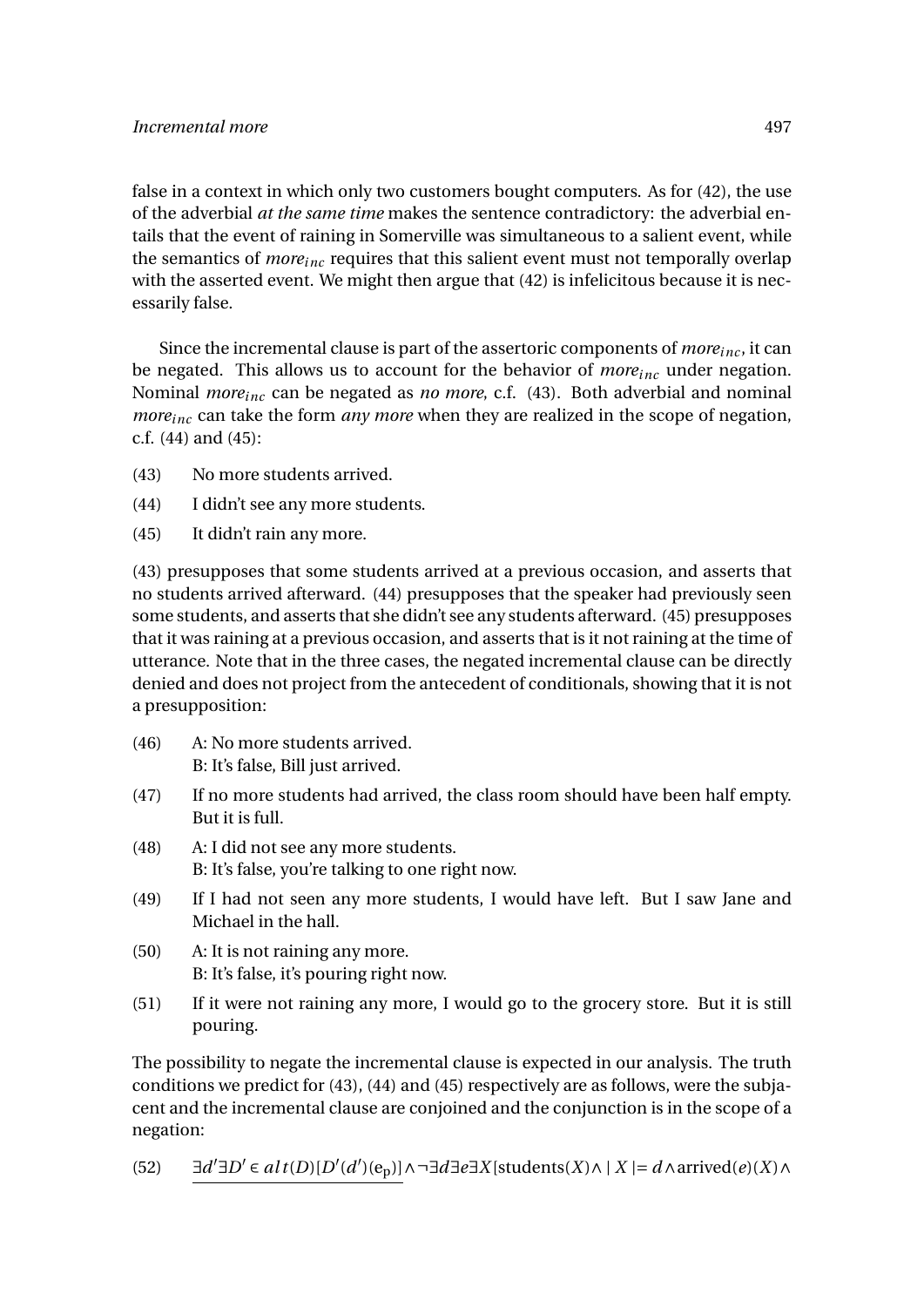false in a context in which only two customers bought computers. As for (42), the use of the adverbial *at the same time* makes the sentence contradictory: the adverbial entails that the event of raining in Somerville was simultaneous to a salient event, while the semantics of $more_{inc}$ requires that this salient event must not temporally overlap with the asserted event. We might then argue that (42) is infelicitous because it is necessarily false.

Since the incremental clause is part of the assertoric components of $more_{inc}$, it can be negated. This allows us to account for the behavior of $more_{inc}$ under negation. Nominal $more_{inc}$ can be negated as *no more*, c.f. (43). Both adverbial and nominal $more_{inc}$ can take the form *any more* when they are realized in the scope of negation, c.f. (44) and (45):

(43) No more students arrived.

(44) I didn't see any more students.

(45) It didn't rain any more.

(43) presupposes that some students arrived at a previous occasion, and asserts that no students arrived afterward. (44) presupposes that the speaker had previously seen some students, and asserts that she didn't see any students afterward. (45) presupposes that it was raining at a previous occasion, and asserts that is it not raining at the time of utterance. Note that in the three cases, the negated incremental clause can be directly denied and does not project from the antecedent of conditionals, showing that it is not a presupposition:

(46) A: No more students arrived.
B: It's false, Bill just arrived.

(47) If no more students had arrived, the class room should have been half empty. But it is full.

(48) A: I did not see any more students.
B: It's false, you're talking to one right now.

(49) If I had not seen any more students, I would have left. But I saw Jane and Michael in the hall.

(50) A: It is not raining any more.
B: It's false, it's pouring right now.

(51) If it were not raining any more, I would go to the grocery store. But it is still pouring.

The possibility to negate the incremental clause is expected in our analysis. The truth conditions we predict for (43), (44) and (45) respectively are as follows, were the subjacent and the incremental clause are conjoined and the conjunction is in the scope of a negation:

(52) $\underline{\exists d' \exists D' \in alt(D)[D'(d')(e_p)]} \wedge \neg \exists d \exists e \exists X[\text{students}(X) \wedge |X| = d \wedge \text{arrived}(e)(X) \wedge$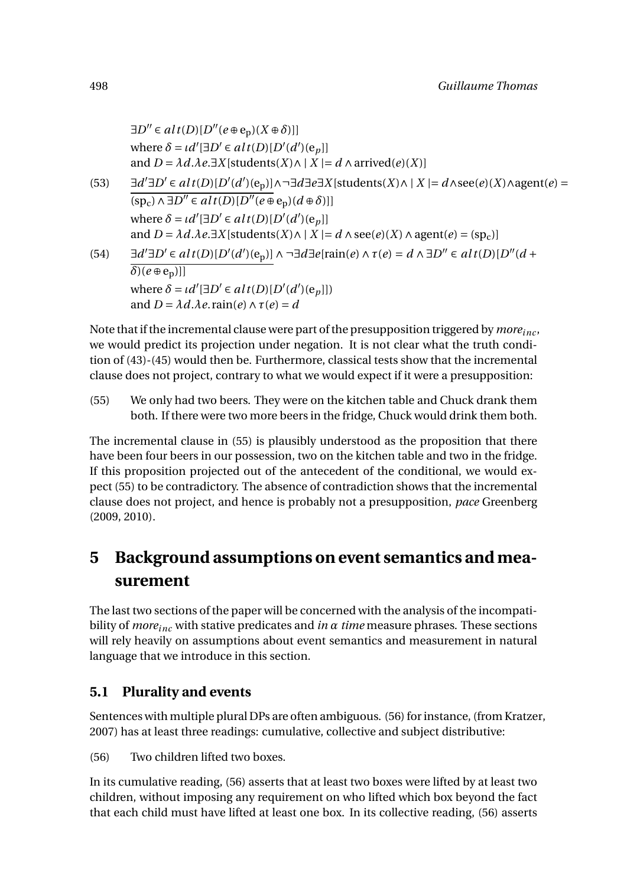$\exists D'' \in alt(D)[D''(e \oplus \mathrm{e_p})(X \oplus \delta)]]$
where $\delta = \iota d'[\exists D' \in alt(D)[D'(d')(\mathrm{e}_p)]]$
and $D = \lambda d.\lambda e.\exists X[\mathrm{students}(X) \wedge \mid X \mid= d \wedge \mathrm{arrived}(e)(X)]$

(53) $\underline{\exists d' \exists D' \in alt(D)[D'(d')(\mathrm{e_p})]} \wedge \neg \exists d \exists e \exists X[\mathrm{students}(X) \wedge \mid X \mid= d \wedge \mathrm{see}(e)(X) \wedge \mathrm{agent}(e) = \overline{(\mathrm{sp_c}) \wedge \exists D'' \in alt(D)[D''(e \oplus} \mathrm{e_p})(d \oplus \delta)]]$
where $\delta = \iota d'[\exists D' \in alt(D)[D'(d')(\mathrm{e}_p)]]$
and $D = \lambda d.\lambda e.\exists X[\mathrm{students}(X) \wedge \mid X \mid= d \wedge \mathrm{see}(e)(X) \wedge \mathrm{agent}(e) = (\mathrm{sp_c})]$

(54) $\underline{\exists d' \exists D' \in alt(D)[D'(d')(\mathrm{e_p})]} \wedge \neg \exists d \exists e[\mathrm{rain}(e) \wedge \tau(e) = d \wedge \exists D'' \in alt(D)[D''(d + \overline{\delta)(e \oplus \mathrm{e_p})]]}$
where $\delta = \iota d'[\exists D' \in alt(D)[D'(d')(\mathrm{e}_p)]])$
and $D = \lambda d.\lambda e.\mathrm{rain}(e) \wedge \tau(e) = d$

Note that if the incremental clause were part of the presupposition triggered by *more*$_{inc}$, we would predict its projection under negation. It is not clear what the truth condition of (43)-(45) would then be. Furthermore, classical tests show that the incremental clause does not project, contrary to what we would expect if it were a presupposition:

(55) We only had two beers. They were on the kitchen table and Chuck drank them both. If there were two more beers in the fridge, Chuck would drink them both.

The incremental clause in (55) is plausibly understood as the proposition that there have been four beers in our possession, two on the kitchen table and two in the fridge. If this proposition projected out of the antecedent of the conditional, we would expect (55) to be contradictory. The absence of contradiction shows that the incremental clause does not project, and hence is probably not a presupposition, *pace* Greenberg (2009, 2010).

# 5 Background assumptions on event semantics and measurement

The last two sections of the paper will be concerned with the analysis of the incompatibility of *more*$_{inc}$ with stative predicates and *in* $\alpha$ *time* measure phrases. These sections will rely heavily on assumptions about event semantics and measurement in natural language that we introduce in this section.

## 5.1 Plurality and events

Sentences with multiple plural DPs are often ambiguous. (56) for instance, (from Kratzer, 2007) has at least three readings: cumulative, collective and subject distributive:

(56) Two children lifted two boxes.

In its cumulative reading, (56) asserts that at least two boxes were lifted by at least two children, without imposing any requirement on who lifted which box beyond the fact that each child must have lifted at least one box. In its collective reading, (56) asserts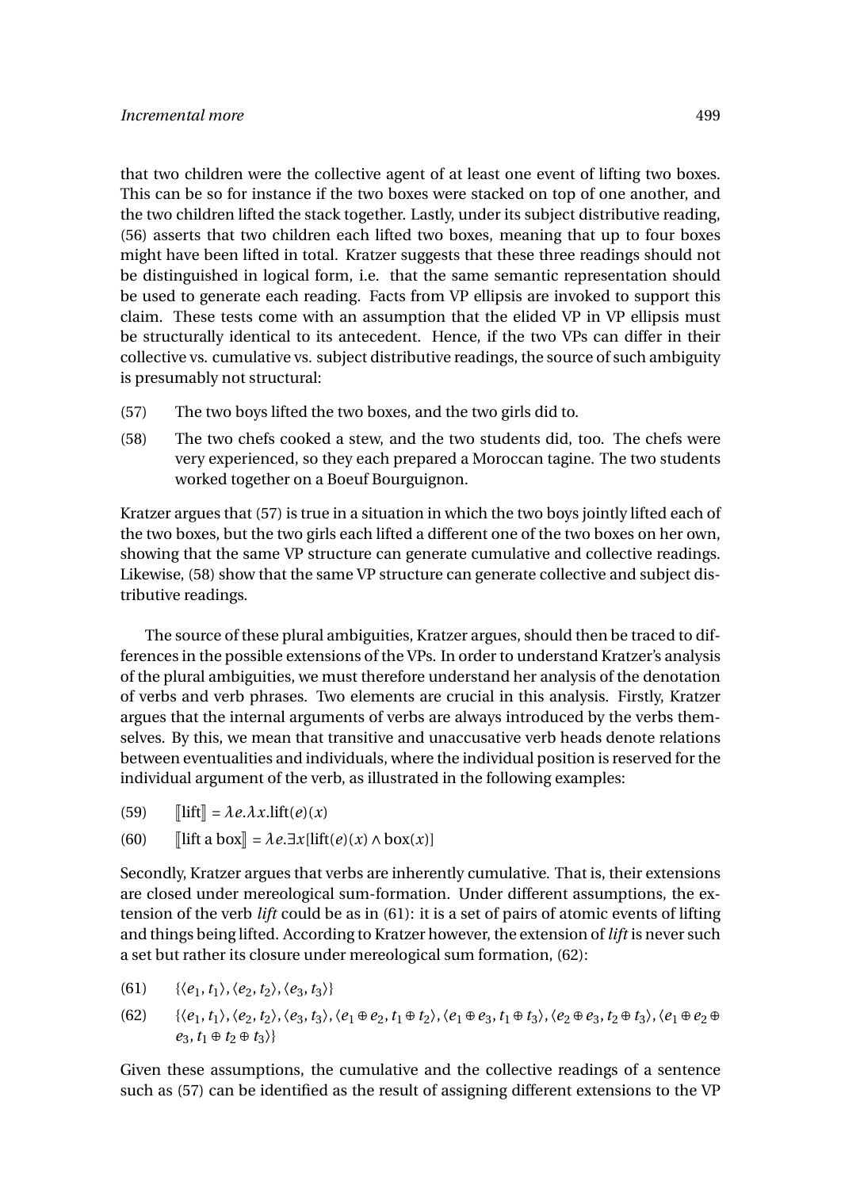that two children were the collective agent of at least one event of lifting two boxes. This can be so for instance if the two boxes were stacked on top of one another, and the two children lifted the stack together. Lastly, under its subject distributive reading, (56) asserts that two children each lifted two boxes, meaning that up to four boxes might have been lifted in total. Kratzer suggests that these three readings should not be distinguished in logical form, i.e. that the same semantic representation should be used to generate each reading. Facts from VP ellipsis are invoked to support this claim. These tests come with an assumption that the elided VP in VP ellipsis must be structurally identical to its antecedent. Hence, if the two VPs can differ in their collective vs. cumulative vs. subject distributive readings, the source of such ambiguity is presumably not structural:

(57) The two boys lifted the two boxes, and the two girls did to.

(58) The two chefs cooked a stew, and the two students did, too. The chefs were very experienced, so they each prepared a Moroccan tagine. The two students worked together on a Boeuf Bourguignon.

Kratzer argues that (57) is true in a situation in which the two boys jointly lifted each of the two boxes, but the two girls each lifted a different one of the two boxes on her own, showing that the same VP structure can generate cumulative and collective readings. Likewise, (58) show that the same VP structure can generate collective and subject distributive readings.

The source of these plural ambiguities, Kratzer argues, should then be traced to differences in the possible extensions of the VPs. In order to understand Kratzer's analysis of the plural ambiguities, we must therefore understand her analysis of the denotation of verbs and verb phrases. Two elements are crucial in this analysis. Firstly, Kratzer argues that the internal arguments of verbs are always introduced by the verbs themselves. By this, we mean that transitive and unaccusative verb heads denote relations between eventualities and individuals, where the individual position is reserved for the individual argument of the verb, as illustrated in the following examples:

(59) $[\![\text{lift}]\!] = \lambda e.\lambda x.\text{lift}(e)(x)$

(60) $[\![\text{lift a box}]\!] = \lambda e.\exists x[\text{lift}(e)(x) \wedge \text{box}(x)]$

Secondly, Kratzer argues that verbs are inherently cumulative. That is, their extensions are closed under mereological sum-formation. Under different assumptions, the extension of the verb *lift* could be as in (61): it is a set of pairs of atomic events of lifting and things being lifted. According to Kratzer however, the extension of *lift* is never such a set but rather its closure under mereological sum formation, (62):

(61) $\{\langle e_1, t_1\rangle, \langle e_2, t_2\rangle, \langle e_3, t_3\rangle\}$

(62) $\{\langle e_1, t_1\rangle, \langle e_2, t_2\rangle, \langle e_3, t_3\rangle, \langle e_1 \oplus e_2, t_1 \oplus t_2\rangle, \langle e_1 \oplus e_3, t_1 \oplus t_3\rangle, \langle e_2 \oplus e_3, t_2 \oplus t_3\rangle, \langle e_1 \oplus e_2 \oplus e_3, t_1 \oplus t_2 \oplus t_3\rangle\}$

Given these assumptions, the cumulative and the collective readings of a sentence such as (57) can be identified as the result of assigning different extensions to the VP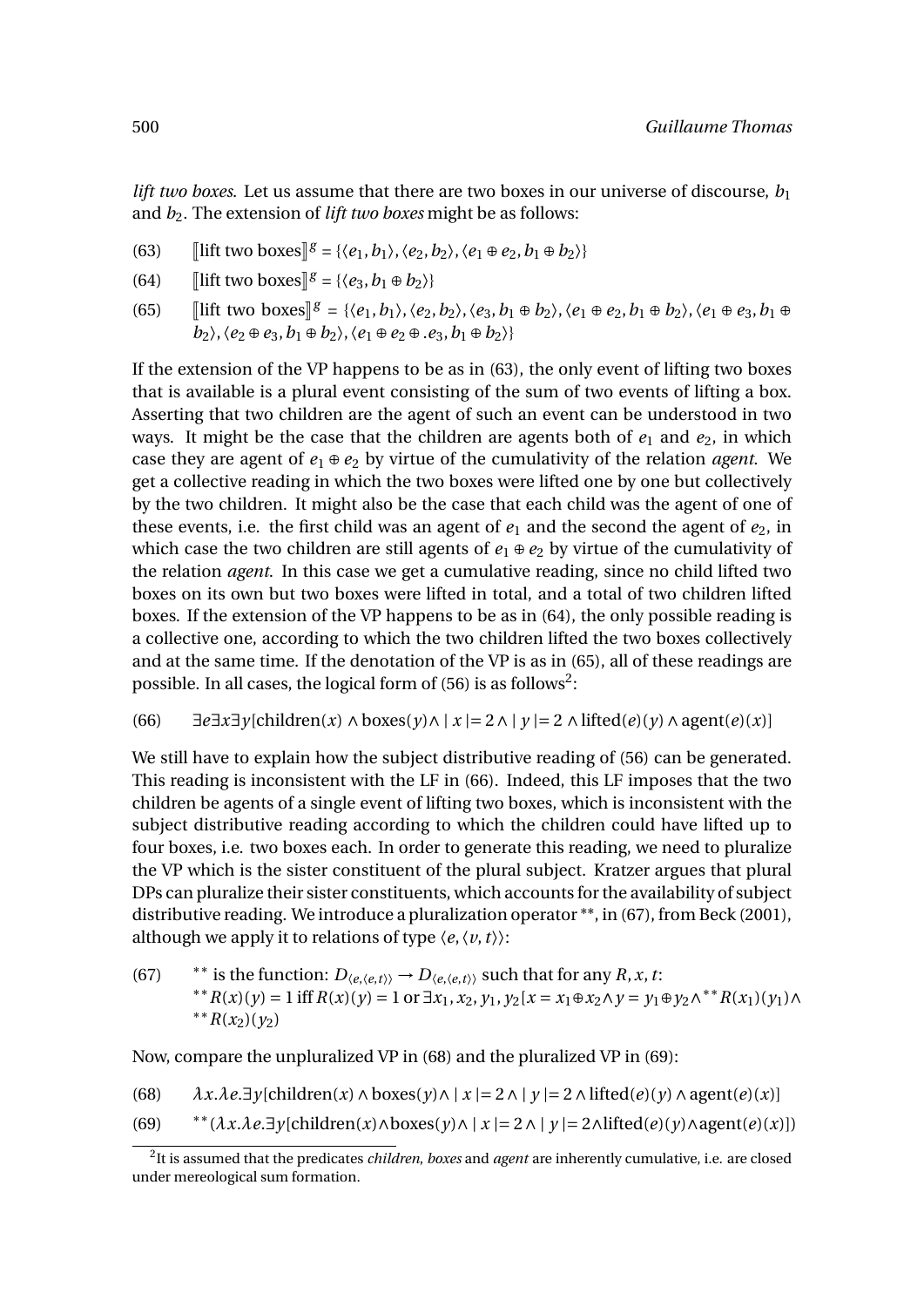*lift two boxes*. Let us assume that there are two boxes in our universe of discourse, $b_1$ and $b_2$. The extension of *lift two boxes* might be as follows:

(63) $[\![\text{lift two boxes}]\!]^g = \{\langle e_1, b_1\rangle, \langle e_2, b_2\rangle, \langle e_1 \oplus e_2, b_1 \oplus b_2\rangle\}$

(64) $[\![\text{lift two boxes}]\!]^g = \{\langle e_3, b_1 \oplus b_2\rangle\}$

(65) $[\![\text{lift two boxes}]\!]^g = \{\langle e_1, b_1\rangle, \langle e_2, b_2\rangle, \langle e_3, b_1 \oplus b_2\rangle, \langle e_1 \oplus e_2, b_1 \oplus b_2\rangle, \langle e_1 \oplus e_3, b_1 \oplus b_2\rangle, \langle e_2 \oplus e_3, b_1 \oplus b_2\rangle, \langle e_1 \oplus e_2 \oplus .e_3, b_1 \oplus b_2\rangle\}$

If the extension of the VP happens to be as in (63), the only event of lifting two boxes that is available is a plural event consisting of the sum of two events of lifting a box. Asserting that two children are the agent of such an event can be understood in two ways. It might be the case that the children are agents both of $e_1$ and $e_2$, in which case they are agent of $e_1 \oplus e_2$ by virtue of the cumulativity of the relation *agent*. We get a collective reading in which the two boxes were lifted one by one but collectively by the two children. It might also be the case that each child was the agent of one of these events, i.e. the first child was an agent of $e_1$ and the second the agent of $e_2$, in which case the two children are still agents of $e_1 \oplus e_2$ by virtue of the cumulativity of the relation *agent*. In this case we get a cumulative reading, since no child lifted two boxes on its own but two boxes were lifted in total, and a total of two children lifted boxes. If the extension of the VP happens to be as in (64), the only possible reading is a collective one, according to which the two children lifted the two boxes collectively and at the same time. If the denotation of the VP is as in (65), all of these readings are possible. In all cases, the logical form of (56) is as follows[2]:

(66) $\exists e \exists x \exists y[\text{children}(x) \wedge \text{boxes}(y) \wedge \mid x \mid= 2 \wedge \mid y \mid= 2 \wedge \text{lifted}(e)(y) \wedge \text{agent}(e)(x)]$

We still have to explain how the subject distributive reading of (56) can be generated. This reading is inconsistent with the LF in (66). Indeed, this LF imposes that the two children be agents of a single event of lifting two boxes, which is inconsistent with the subject distributive reading according to which the children could have lifted up to four boxes, i.e. two boxes each. In order to generate this reading, we need to pluralize the VP which is the sister constituent of the plural subject. Kratzer argues that plural DPs can pluralize their sister constituents, which accounts for the availability of subject distributive reading. We introduce a pluralization operator $^{**}$, in (67), from Beck (2001), although we apply it to relations of type $\langle e, \langle v, t\rangle\rangle$:

(67) $^{**}$ is the function: $D_{\langle e,\langle e,t\rangle\rangle} \to D_{\langle e,\langle e,t\rangle\rangle}$ such that for any $R, x, t$:
$^{**}R(x)(y) = 1$ iff $R(x)(y) = 1$ or $\exists x_1, x_2, y_1, y_2[x = x_1 \oplus x_2 \wedge y = y_1 \oplus y_2 \wedge {}^{**}R(x_1)(y_1) \wedge {}^{**}R(x_2)(y_2)$

Now, compare the unpluralized VP in (68) and the pluralized VP in (69):

(68) $\lambda x.\lambda e.\exists y[\text{children}(x) \wedge \text{boxes}(y) \wedge \mid x \mid= 2 \wedge \mid y \mid= 2 \wedge \text{lifted}(e)(y) \wedge \text{agent}(e)(x)]$

(69) $^{**}(\lambda x.\lambda e.\exists y[\text{children}(x) \wedge \text{boxes}(y) \wedge \mid x \mid= 2 \wedge \mid y \mid= 2 \wedge \text{lifted}(e)(y) \wedge \text{agent}(e)(x)])$

[2] It is assumed that the predicates *children*, *boxes* and *agent* are inherently cumulative, i.e. are closed under mereological sum formation.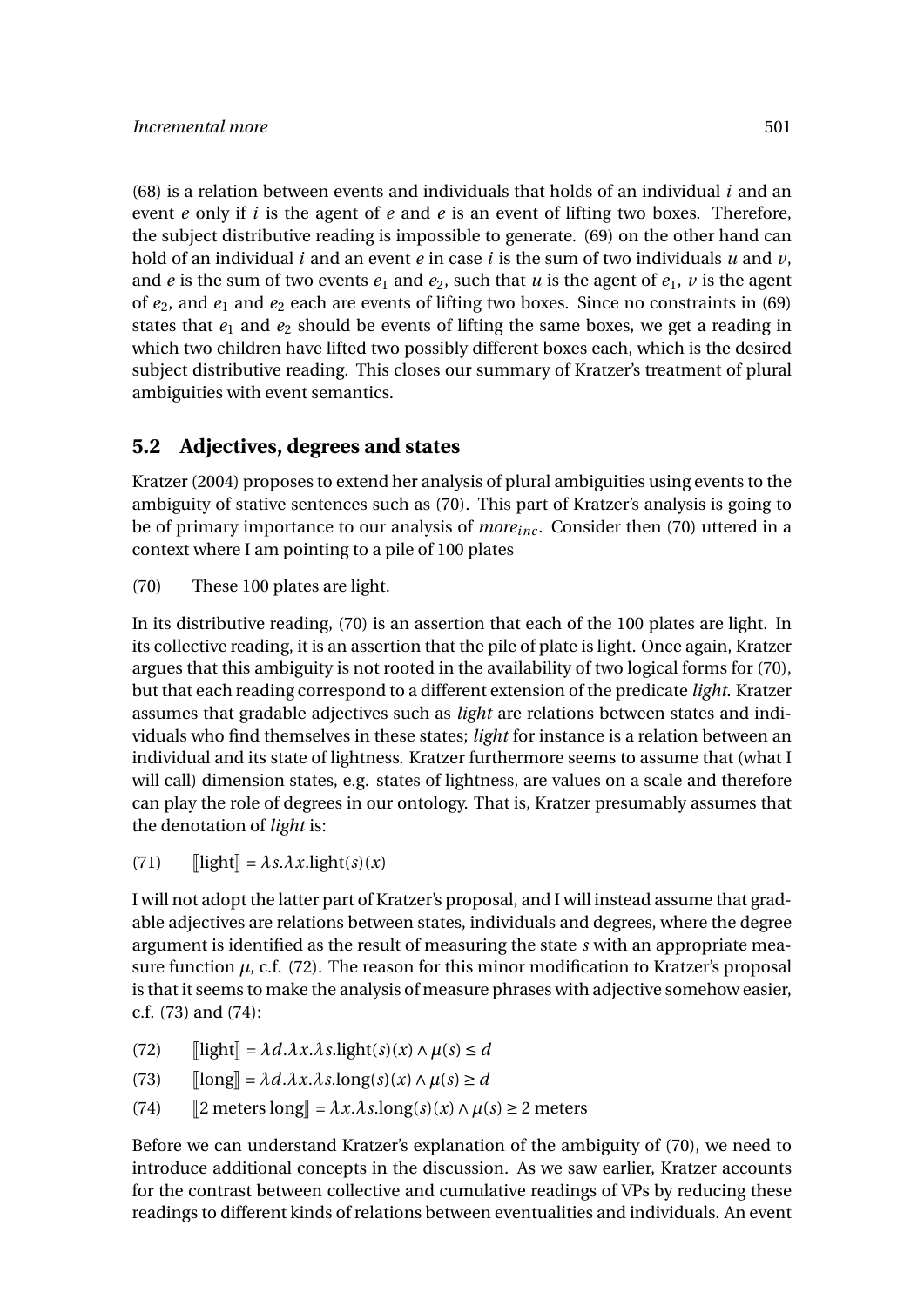(68) is a relation between events and individuals that holds of an individual $i$ and an event $e$ only if $i$ is the agent of $e$ and $e$ is an event of lifting two boxes. Therefore, the subject distributive reading is impossible to generate. (69) on the other hand can hold of an individual $i$ and an event $e$ in case $i$ is the sum of two individuals $u$ and $v$, and $e$ is the sum of two events $e_1$ and $e_2$, such that $u$ is the agent of $e_1$, $v$ is the agent of $e_2$, and $e_1$ and $e_2$ each are events of lifting two boxes. Since no constraints in (69) states that $e_1$ and $e_2$ should be events of lifting the same boxes, we get a reading in which two children have lifted two possibly different boxes each, which is the desired subject distributive reading. This closes our summary of Kratzer's treatment of plural ambiguities with event semantics.

## 5.2 Adjectives, degrees and states

Kratzer (2004) proposes to extend her analysis of plural ambiguities using events to the ambiguity of stative sentences such as (70). This part of Kratzer's analysis is going to be of primary importance to our analysis of $more_{inc}$. Consider then (70) uttered in a context where I am pointing to a pile of 100 plates

(70) These 100 plates are light.

In its distributive reading, (70) is an assertion that each of the 100 plates are light. In its collective reading, it is an assertion that the pile of plate is light. Once again, Kratzer argues that this ambiguity is not rooted in the availability of two logical forms for (70), but that each reading correspond to a different extension of the predicate *light*. Kratzer assumes that gradable adjectives such as *light* are relations between states and individuals who find themselves in these states; *light* for instance is a relation between an individual and its state of lightness. Kratzer furthermore seems to assume that (what I will call) dimension states, e.g. states of lightness, are values on a scale and therefore can play the role of degrees in our ontology. That is, Kratzer presumably assumes that the denotation of *light* is:

(71) $[\![\text{light}]\!] = \lambda s.\lambda x.\text{light}(s)(x)$

I will not adopt the latter part of Kratzer's proposal, and I will instead assume that gradable adjectives are relations between states, individuals and degrees, where the degree argument is identified as the result of measuring the state $s$ with an appropriate measure function $\mu$, c.f. (72). The reason for this minor modification to Kratzer's proposal is that it seems to make the analysis of measure phrases with adjective somehow easier, c.f. (73) and (74):

(72) $[\![\text{light}]\!] = \lambda d.\lambda x.\lambda s.\text{light}(s)(x) \wedge \mu(s) \leq d$

(73) $[\![\text{long}]\!] = \lambda d.\lambda x.\lambda s.\text{long}(s)(x) \wedge \mu(s) \geq d$

(74) $[\![\text{2 meters long}]\!] = \lambda x.\lambda s.\text{long}(s)(x) \wedge \mu(s) \geq 2 \text{ meters}$

Before we can understand Kratzer's explanation of the ambiguity of (70), we need to introduce additional concepts in the discussion. As we saw earlier, Kratzer accounts for the contrast between collective and cumulative readings of VPs by reducing these readings to different kinds of relations between eventualities and individuals. An event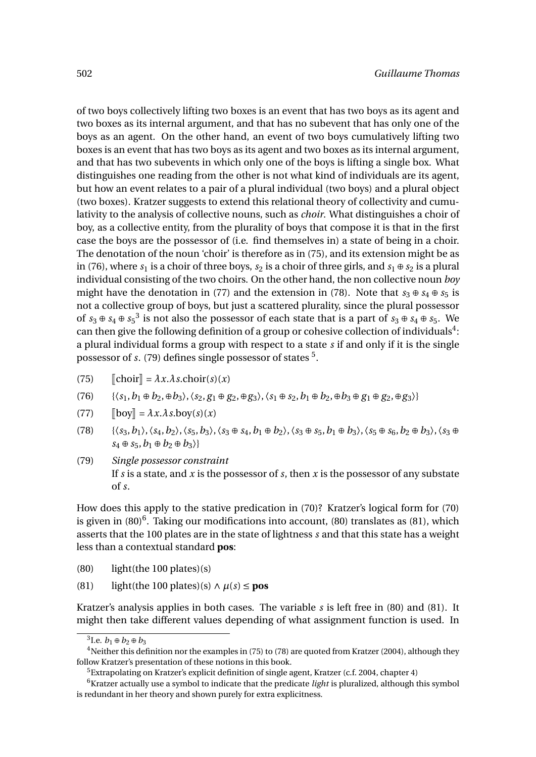of two boys collectively lifting two boxes is an event that has two boys as its agent and two boxes as its internal argument, and that has no subevent that has only one of the boys as an agent. On the other hand, an event of two boys cumulatively lifting two boxes is an event that has two boys as its agent and two boxes as its internal argument, and that has two subevents in which only one of the boys is lifting a single box. What distinguishes one reading from the other is not what kind of individuals are its agent, but how an event relates to a pair of a plural individual (two boys) and a plural object (two boxes). Kratzer suggests to extend this relational theory of collectivity and cumulativity to the analysis of collective nouns, such as *choir*. What distinguishes a choir of boy, as a collective entity, from the plurality of boys that compose it is that in the first case the boys are the possessor of (i.e. find themselves in) a state of being in a choir. The denotation of the noun 'choir' is therefore as in (75), and its extension might be as in (76), where $s_1$ is a choir of three boys, $s_2$ is a choir of three girls, and $s_1 \oplus s_2$ is a plural individual consisting of the two choirs. On the other hand, the non collective noun *boy* might have the denotation in (77) and the extension in (78). Note that $s_3 \oplus s_4 \oplus s_5$ is not a collective group of boys, but just a scattered plurality, since the plural possessor of $s_3 \oplus s_4 \oplus s_5$[3] is not also the possessor of each state that is a part of $s_3 \oplus s_4 \oplus s_5$. We can then give the following definition of a group or cohesive collection of individuals[4]: a plural individual forms a group with respect to a state $s$ if and only if it is the single possessor of $s$. (79) defines single possessor of states [5].

(75) $[\![\text{choir}]\!] = \lambda x.\lambda s.\text{choir}(s)(x)$

(76) $\{\langle s_1, b_1 \oplus b_2, \oplus b_3\rangle, \langle s_2, g_1 \oplus g_2, \oplus g_3\rangle, \langle s_1 \oplus s_2, b_1 \oplus b_2, \oplus b_3 \oplus g_1 \oplus g_2, \oplus g_3\rangle\}$

(77) $[\![\text{boy}]\!] = \lambda x.\lambda s.\text{boy}(s)(x)$

(78) $\{\langle s_3, b_1\rangle, \langle s_4, b_2\rangle, \langle s_5, b_3\rangle, \langle s_3 \oplus s_4, b_1 \oplus b_2\rangle, \langle s_3 \oplus s_5, b_1 \oplus b_3\rangle, \langle s_5 \oplus s_6, b_2 \oplus b_3\rangle, \langle s_3 \oplus s_4 \oplus s_5, b_1 \oplus b_2 \oplus b_3\rangle\}$

(79) *Single possessor constraint*
If $s$ is a state, and $x$ is the possessor of $s$, then $x$ is the possessor of any substate of $s$.

How does this apply to the stative predication in (70)? Kratzer's logical form for (70) is given in (80)[6]. Taking our modifications into account, (80) translates as (81), which asserts that the 100 plates are in the state of lightness $s$ and that this state has a weight less than a contextual standard **pos**:

(80) light(the 100 plates)(s)

(81) light(the 100 plates)(s) $\wedge\ \mu(s) \leq$ **pos**

Kratzer's analysis applies in both cases. The variable $s$ is left free in (80) and (81). It might then take different values depending of what assignment function is used. In

[3] I.e. $b_1 \oplus b_2 \oplus b_3$

[4] Neither this definition nor the examples in (75) to (78) are quoted from Kratzer (2004), although they follow Kratzer's presentation of these notions in this book.

[5] Extrapolating on Kratzer's explicit definition of single agent, Kratzer (c.f. 2004, chapter 4)

[6] Kratzer actually use a symbol to indicate that the predicate *light* is pluralized, although this symbol is redundant in her theory and shown purely for extra explicitness.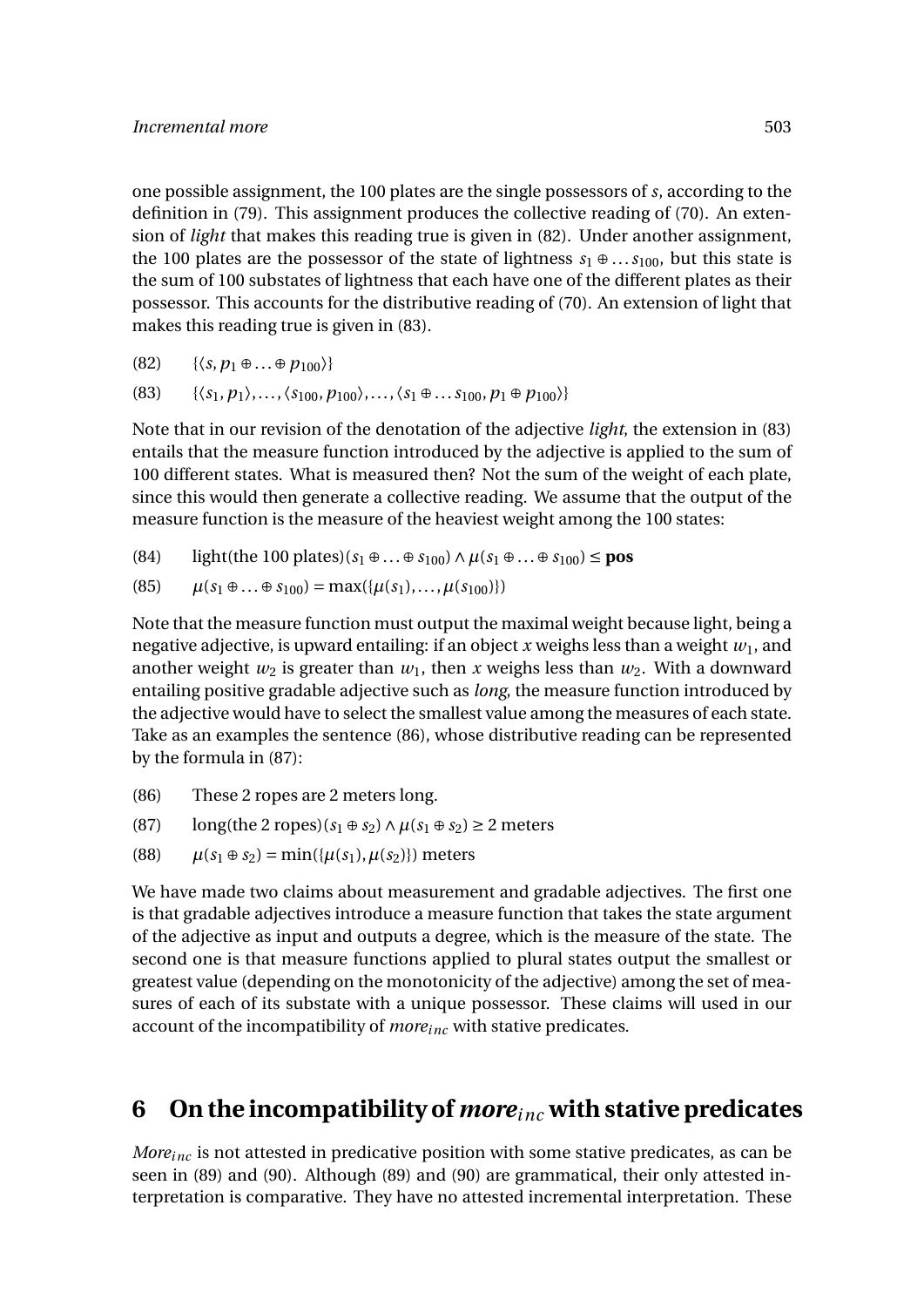one possible assignment, the 100 plates are the single possessors of *s*, according to the definition in (79). This assignment produces the collective reading of (70). An extension of *light* that makes this reading true is given in (82). Under another assignment, the 100 plates are the possessor of the state of lightness $s_1 \oplus \ldots s_{100}$, but this state is the sum of 100 substates of lightness that each have one of the different plates as their possessor. This accounts for the distributive reading of (70). An extension of light that makes this reading true is given in (83).

(82) $\{\langle s, p_1 \oplus \ldots \oplus p_{100} \rangle\}$

(83) $\{\langle s_1, p_1 \rangle, \ldots, \langle s_{100}, p_{100} \rangle, \ldots, \langle s_1 \oplus \ldots s_{100}, p_1 \oplus p_{100} \rangle\}$

Note that in our revision of the denotation of the adjective *light*, the extension in (83) entails that the measure function introduced by the adjective is applied to the sum of 100 different states. What is measured then? Not the sum of the weight of each plate, since this would then generate a collective reading. We assume that the output of the measure function is the measure of the heaviest weight among the 100 states:

(84) light(the 100 plates)$(s_1 \oplus \ldots \oplus s_{100}) \wedge \mu(s_1 \oplus \ldots \oplus s_{100}) \leq$ **pos**

(85) $\mu(s_1 \oplus \ldots \oplus s_{100}) = \max(\{\mu(s_1), \ldots, \mu(s_{100})\})$

Note that the measure function must output the maximal weight because light, being a negative adjective, is upward entailing: if an object $x$ weighs less than a weight $w_1$, and another weight $w_2$ is greater than $w_1$, then $x$ weighs less than $w_2$. With a downward entailing positive gradable adjective such as *long*, the measure function introduced by the adjective would have to select the smallest value among the measures of each state. Take as an examples the sentence (86), whose distributive reading can be represented by the formula in (87):

(86) These 2 ropes are 2 meters long.

(87) long(the 2 ropes)$(s_1 \oplus s_2) \wedge \mu(s_1 \oplus s_2) \geq 2$ meters

(88) $\mu(s_1 \oplus s_2) = \min(\{\mu(s_1), \mu(s_2)\})$ meters

We have made two claims about measurement and gradable adjectives. The first one is that gradable adjectives introduce a measure function that takes the state argument of the adjective as input and outputs a degree, which is the measure of the state. The second one is that measure functions applied to plural states output the smallest or greatest value (depending on the monotonicity of the adjective) among the set of measures of each of its substate with a unique possessor. These claims will used in our account of the incompatibility of *more*$_{inc}$ with stative predicates.

## 6 On the incompatibility of *more*$_{inc}$ with stative predicates

*More*$_{inc}$ is not attested in predicative position with some stative predicates, as can be seen in (89) and (90). Although (89) and (90) are grammatical, their only attested interpretation is comparative. They have no attested incremental interpretation. These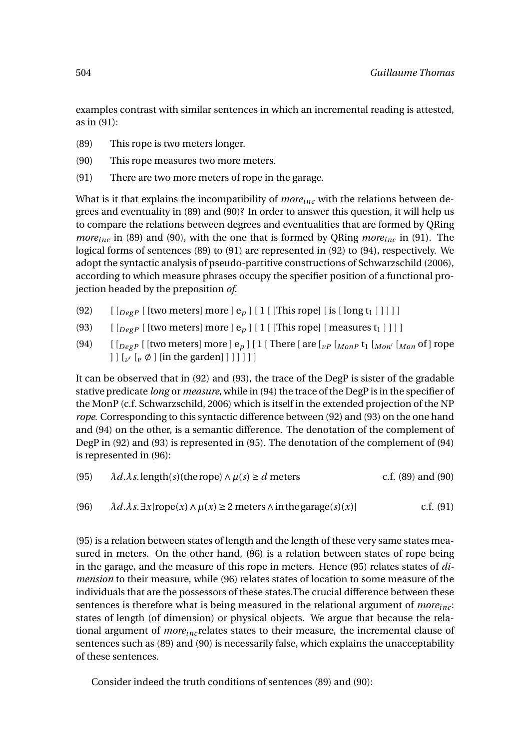examples contrast with similar sentences in which an incremental reading is attested, as in (91):

(89) This rope is two meters longer.

(90) This rope measures two more meters.

(91) There are two more meters of rope in the garage.

What is it that explains the incompatibility of *more*$_{inc}$ with the relations between degrees and eventuality in (89) and (90)? In order to answer this question, it will help us to compare the relations between degrees and eventualities that are formed by QRing *more*$_{inc}$ in (89) and (90), with the one that is formed by QRing *more*$_{inc}$ in (91). The logical forms of sentences (89) to (91) are represented in (92) to (94), respectively. We adopt the syntactic analysis of pseudo-partitive constructions of Schwarzschild (2006), according to which measure phrases occupy the specifier position of a functional projection headed by the preposition *of*.

(92) [ [$_{DegP}$ [ [two meters] more ] e$_p$ ] [ 1 [ [This rope] [ is [ long t$_1$ ] ] ] ] ]

(93) [ [$_{DegP}$ [ [two meters] more ] e$_p$ ] [ 1 [ [This rope] [ measures t$_1$ ] ] ] ]

(94) [ [$_{DegP}$ [ [two meters] more ] e$_p$ ] [ 1 [ There [ are [$_{vP}$ [$_{MonP}$ t$_1$ [$_{Mon'}$ [$_{Mon}$ of ] rope ] ] [$_{v'}$ [$_v$ ∅ ] [in the garden] ] ] ] ] ] ]

It can be observed that in (92) and (93), the trace of the DegP is sister of the gradable stative predicate *long* or *measure*, while in (94) the trace of the DegP is in the specifier of the MonP (c.f. Schwarzschild, 2006) which is itself in the extended projection of the NP *rope*. Corresponding to this syntactic difference between (92) and (93) on the one hand and (94) on the other, is a semantic difference. The denotation of the complement of DegP in (92) and (93) is represented in (95). The denotation of the complement of (94) is represented in (96):

(95) $\lambda d.\lambda s.\text{length}(s)(\text{the rope}) \wedge \mu(s) \geq d$ meters  c.f. (89) and (90)

(96) $\lambda d.\lambda s.\exists x[\text{rope}(x) \wedge \mu(x) \geq 2 \text{ meters} \wedge \text{in the garage}(s)(x)]$  c.f. (91)

(95) is a relation between states of length and the length of these very same states measured in meters. On the other hand, (96) is a relation between states of rope being in the garage, and the measure of this rope in meters. Hence (95) relates states of *dimension* to their measure, while (96) relates states of location to some measure of the individuals that are the possessors of these states.The crucial difference between these sentences is therefore what is being measured in the relational argument of *more*$_{inc}$: states of length (of dimension) or physical objects. We argue that because the relational argument of *more*$_{inc}$relates states to their measure, the incremental clause of sentences such as (89) and (90) is necessarily false, which explains the unacceptability of these sentences.

Consider indeed the truth conditions of sentences (89) and (90):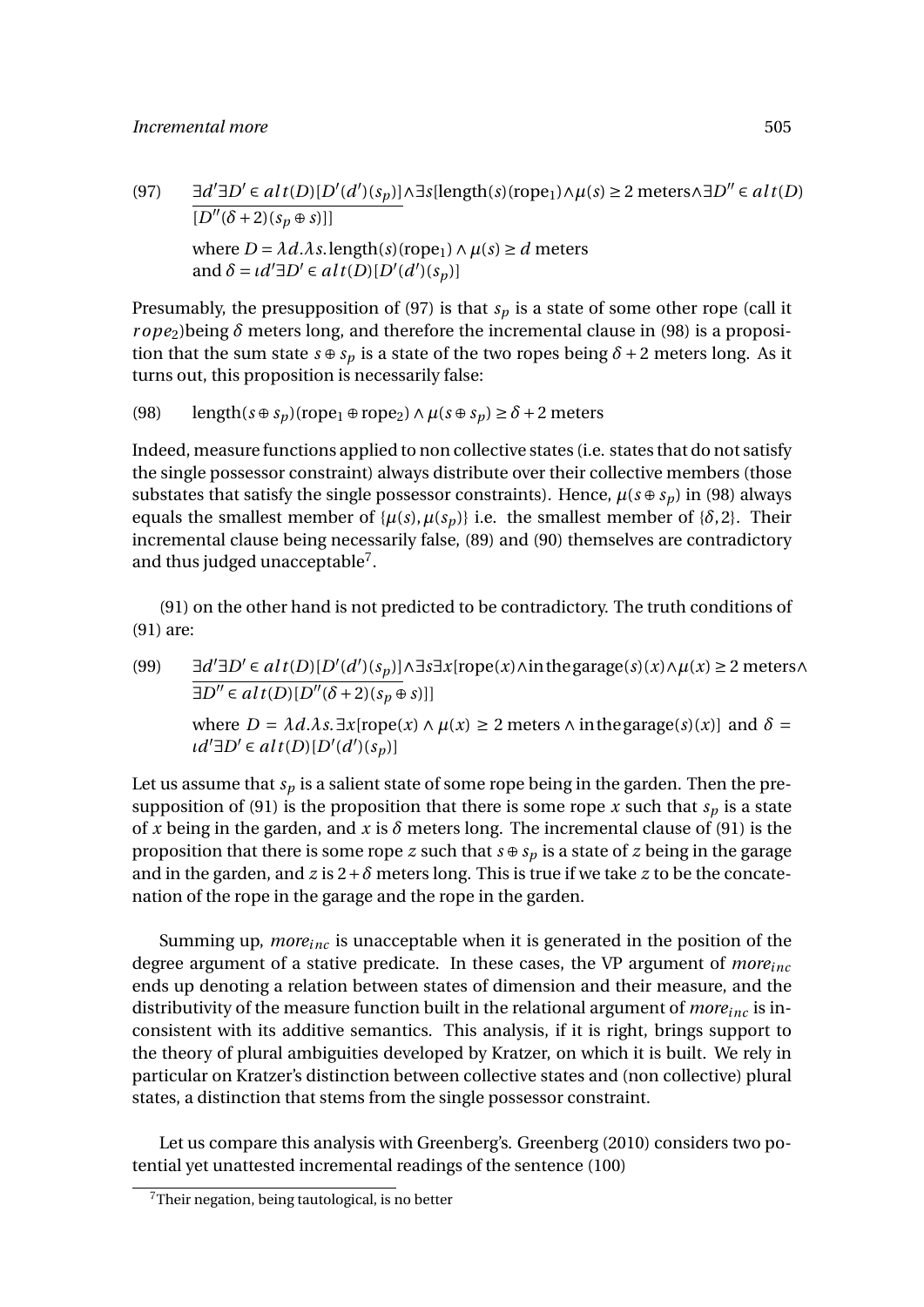(97) $\underline{\exists d' \exists D' \in alt(D)[D'(d')(s_p)]} \wedge \exists s[\text{length}(s)(\text{rope}_1) \wedge \mu(s) \geq 2 \text{ meters} \wedge \exists D'' \in alt(D)$ $[D''(\delta+2)(s_p \oplus s)]]$

where $D = \lambda d.\lambda s.\text{length}(s)(\text{rope}_1) \wedge \mu(s) \geq d$ meters
and $\delta = \iota d' \exists D' \in alt(D)[D'(d')(s_p)]$

Presumably, the presupposition of (97) is that $s_p$ is a state of some other rope (call it $rope_2$)being $\delta$ meters long, and therefore the incremental clause in (98) is a proposition that the sum state $s \oplus s_p$ is a state of the two ropes being $\delta + 2$ meters long. As it turns out, this proposition is necessarily false:

(98) $\text{length}(s \oplus s_p)(\text{rope}_1 \oplus \text{rope}_2) \wedge \mu(s \oplus s_p) \geq \delta + 2$ meters

Indeed, measure functions applied to non collective states (i.e. states that do not satisfy the single possessor constraint) always distribute over their collective members (those substates that satisfy the single possessor constraints). Hence, $\mu(s \oplus s_p)$ in (98) always equals the smallest member of $\{\mu(s), \mu(s_p)\}$ i.e. the smallest member of $\{\delta, 2\}$. Their incremental clause being necessarily false, (89) and (90) themselves are contradictory and thus judged unacceptable[7].

(91) on the other hand is not predicted to be contradictory. The truth conditions of (91) are:

(99) $\underline{\exists d' \exists D' \in alt(D)[D'(d')(s_p)]} \wedge \exists s \exists x[\text{rope}(x) \wedge \text{in the garage}(s)(x) \wedge \mu(x) \geq 2 \text{ meters} \wedge$ $\exists D'' \in alt(D)[D''(\delta+2)(s_p \oplus s)]]$

where $D = \lambda d.\lambda s.\exists x[\text{rope}(x) \wedge \mu(x) \geq 2 \text{ meters} \wedge \text{in the garage}(s)(x)]$ and $\delta = \iota d' \exists D' \in alt(D)[D'(d')(s_p)]$

Let us assume that $s_p$ is a salient state of some rope being in the garden. Then the presupposition of (91) is the proposition that there is some rope $x$ such that $s_p$ is a state of $x$ being in the garden, and $x$ is $\delta$ meters long. The incremental clause of (91) is the proposition that there is some rope $z$ such that $s \oplus s_p$ is a state of $z$ being in the garage and in the garden, and $z$ is $2 + \delta$ meters long. This is true if we take $z$ to be the concatenation of the rope in the garage and the rope in the garden.

Summing up, $more_{inc}$ is unacceptable when it is generated in the position of the degree argument of a stative predicate. In these cases, the VP argument of $more_{inc}$ ends up denoting a relation between states of dimension and their measure, and the distributivity of the measure function built in the relational argument of $more_{inc}$ is inconsistent with its additive semantics. This analysis, if it is right, brings support to the theory of plural ambiguities developed by Kratzer, on which it is built. We rely in particular on Kratzer's distinction between collective states and (non collective) plural states, a distinction that stems from the single possessor constraint.

Let us compare this analysis with Greenberg's. Greenberg (2010) considers two potential yet unattested incremental readings of the sentence (100)

[7] Their negation, being tautological, is no better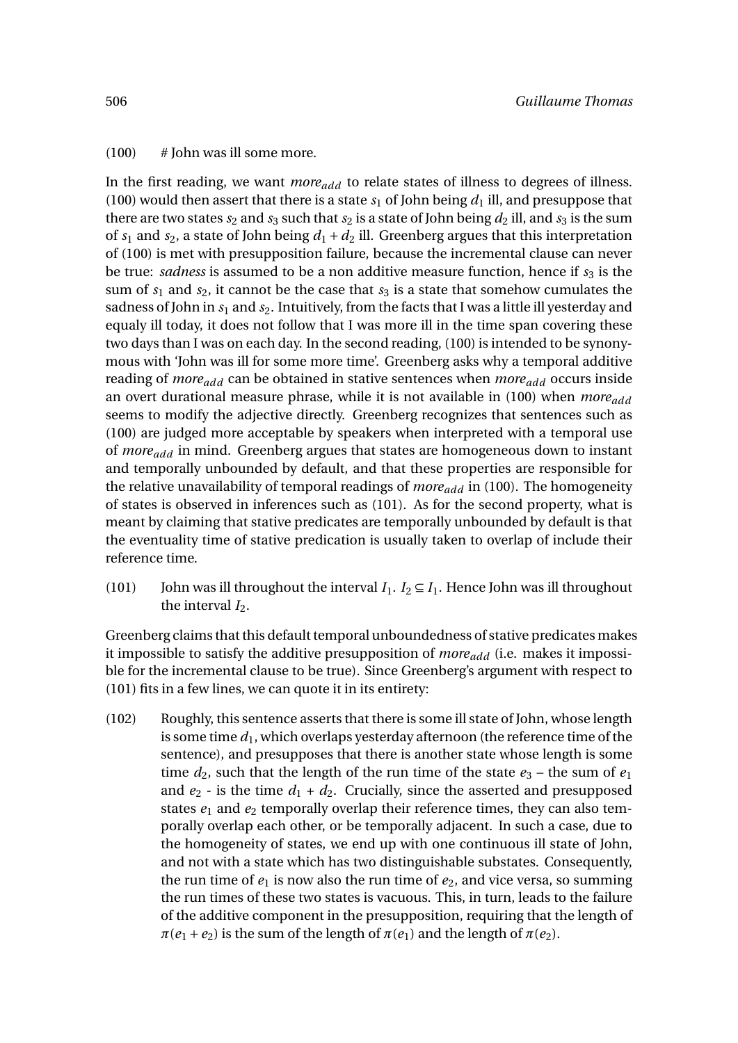(100) # John was ill some more.

In the first reading, we want $more_{add}$ to relate states of illness to degrees of illness. (100) would then assert that there is a state $s_1$ of John being $d_1$ ill, and presuppose that there are two states $s_2$ and $s_3$ such that $s_2$ is a state of John being $d_2$ ill, and $s_3$ is the sum of $s_1$ and $s_2$, a state of John being $d_1 + d_2$ ill. Greenberg argues that this interpretation of (100) is met with presupposition failure, because the incremental clause can never be true: *sadness* is assumed to be a non additive measure function, hence if $s_3$ is the sum of $s_1$ and $s_2$, it cannot be the case that $s_3$ is a state that somehow cumulates the sadness of John in $s_1$ and $s_2$. Intuitively, from the facts that I was a little ill yesterday and equaly ill today, it does not follow that I was more ill in the time span covering these two days than I was on each day. In the second reading, (100) is intended to be synonymous with 'John was ill for some more time'. Greenberg asks why a temporal additive reading of $more_{add}$ can be obtained in stative sentences when $more_{add}$ occurs inside an overt durational measure phrase, while it is not available in (100) when $more_{add}$ seems to modify the adjective directly. Greenberg recognizes that sentences such as (100) are judged more acceptable by speakers when interpreted with a temporal use of $more_{add}$ in mind. Greenberg argues that states are homogeneous down to instant and temporally unbounded by default, and that these properties are responsible for the relative unavailability of temporal readings of $more_{add}$ in (100). The homogeneity of states is observed in inferences such as (101). As for the second property, what is meant by claiming that stative predicates are temporally unbounded by default is that the eventuality time of stative predication is usually taken to overlap of include their reference time.

(101) John was ill throughout the interval $I_1$. $I_2 \subseteq I_1$. Hence John was ill throughout the interval $I_2$.

Greenberg claims that this default temporal unboundedness of stative predicates makes it impossible to satisfy the additive presupposition of $more_{add}$ (i.e. makes it impossible for the incremental clause to be true). Since Greenberg's argument with respect to (101) fits in a few lines, we can quote it in its entirety:

(102) Roughly, this sentence asserts that there is some ill state of John, whose length is some time $d_1$, which overlaps yesterday afternoon (the reference time of the sentence), and presupposes that there is another state whose length is some time $d_2$, such that the length of the run time of the state $e_3$ – the sum of $e_1$ and $e_2$ - is the time $d_1 + d_2$. Crucially, since the asserted and presupposed states $e_1$ and $e_2$ temporally overlap their reference times, they can also temporally overlap each other, or be temporally adjacent. In such a case, due to the homogeneity of states, we end up with one continuous ill state of John, and not with a state which has two distinguishable substates. Consequently, the run time of $e_1$ is now also the run time of $e_2$, and vice versa, so summing the run times of these two states is vacuous. This, in turn, leads to the failure of the additive component in the presupposition, requiring that the length of $\pi(e_1 + e_2)$ is the sum of the length of $\pi(e_1)$ and the length of $\pi(e_2)$.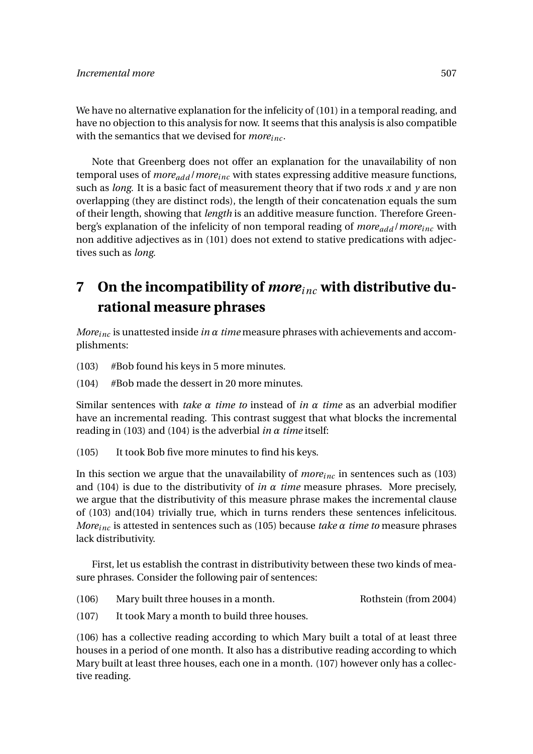We have no alternative explanation for the infelicity of (101) in a temporal reading, and have no objection to this analysis for now. It seems that this analysis is also compatible with the semantics that we devised for $more_{inc}$.

Note that Greenberg does not offer an explanation for the unavailability of non temporal uses of $more_{add}/more_{inc}$ with states expressing additive measure functions, such as *long*. It is a basic fact of measurement theory that if two rods $x$ and $y$ are non overlapping (they are distinct rods), the length of their concatenation equals the sum of their length, showing that *length* is an additive measure function. Therefore Greenberg's explanation of the infelicity of non temporal reading of $more_{add}/more_{inc}$ with non additive adjectives as in (101) does not extend to stative predications with adjectives such as *long*.

# 7 On the incompatibility of *more*$_{inc}$ with distributive durational measure phrases

$More_{inc}$ is unattested inside *in α time* measure phrases with achievements and accomplishments:

(103) #Bob found his keys in 5 more minutes.

(104) #Bob made the dessert in 20 more minutes.

Similar sentences with *take α time to* instead of *in α time* as an adverbial modifier have an incremental reading. This contrast suggest that what blocks the incremental reading in (103) and (104) is the adverbial *in α time* itself:

(105) It took Bob five more minutes to find his keys.

In this section we argue that the unavailability of $more_{inc}$ in sentences such as (103) and (104) is due to the distributivity of *in α time* measure phrases. More precisely, we argue that the distributivity of this measure phrase makes the incremental clause of (103) and(104) trivially true, which in turns renders these sentences infelicitous. $More_{inc}$ is attested in sentences such as (105) because *take α time to* measure phrases lack distributivity.

First, let us establish the contrast in distributivity between these two kinds of measure phrases. Consider the following pair of sentences:

(106) Mary built three houses in a month. Rothstein (from 2004)

(107) It took Mary a month to build three houses.

(106) has a collective reading according to which Mary built a total of at least three houses in a period of one month. It also has a distributive reading according to which Mary built at least three houses, each one in a month. (107) however only has a collective reading.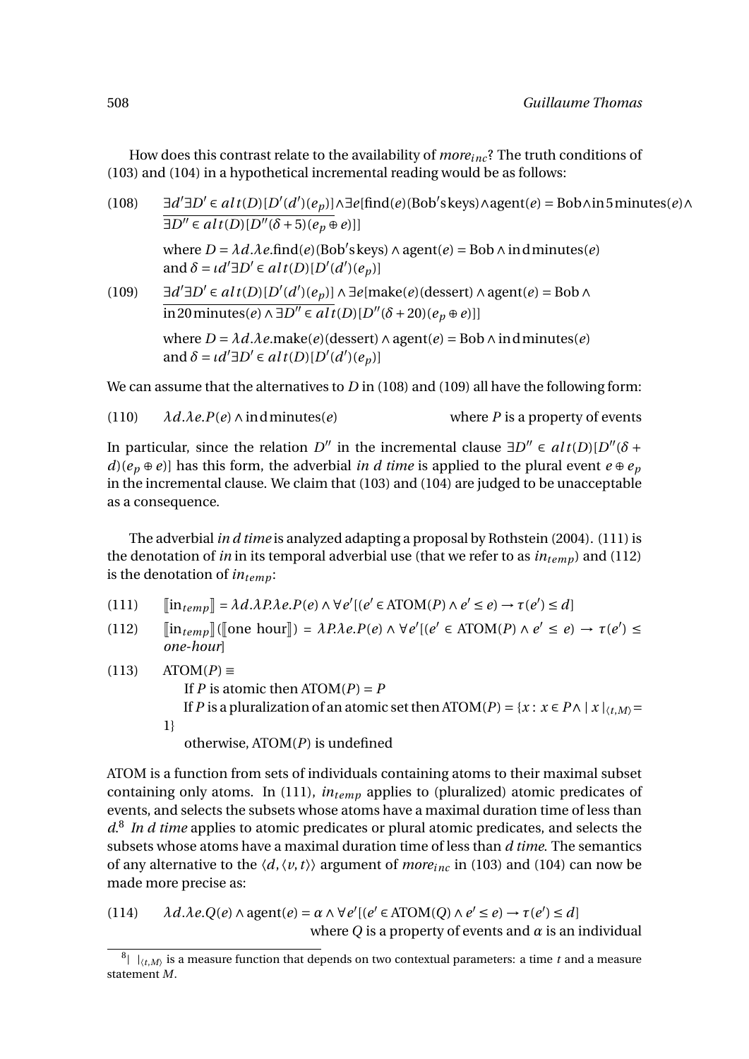How does this contrast relate to the availability of $more_{inc}$? The truth conditions of (103) and (104) in a hypothetical incremental reading would be as follows:

(108) $\underline{\exists d' \exists D' \in alt(D)[D'(d')(e_p)]} \wedge \exists e[\text{find}(e)(\text{Bob's keys}) \wedge \text{agent}(e) = \text{Bob} \wedge \text{in 5 minutes}(e) \wedge \underline{\exists D'' \in alt(D)[D''(\delta + 5)(e_p \oplus e)]}]$

where $D = \lambda d.\lambda e.\text{find}(e)(\text{Bob's keys}) \wedge \text{agent}(e) = \text{Bob} \wedge \text{in d minutes}(e)$
and $\delta = \iota d' \exists D' \in alt(D)[D'(d')(e_p)]$

(109) $\underline{\exists d' \exists D' \in alt(D)[D'(d')(e_p)]} \wedge \exists e[\text{make}(e)(\text{dessert}) \wedge \text{agent}(e) = \text{Bob} \wedge \underline{\text{in 20 minutes}(e) \wedge \exists D'' \in alt(D)[D''(\delta + 20)(e_p \oplus e)]}]$

where $D = \lambda d.\lambda e.\text{make}(e)(\text{dessert}) \wedge \text{agent}(e) = \text{Bob} \wedge \text{in d minutes}(e)$
and $\delta = \iota d' \exists D' \in alt(D)[D'(d')(e_p)]$

We can assume that the alternatives to $D$ in (108) and (109) all have the following form:

(110) $\lambda d.\lambda e.P(e) \wedge \text{in d minutes}(e)$ where $P$ is a property of events

In particular, since the relation $D''$ in the incremental clause $\exists D'' \in alt(D)[D''(\delta + d)(e_p \oplus e)]$ has this form, the adverbial *in d time* is applied to the plural event $e \oplus e_p$ in the incremental clause. We claim that (103) and (104) are judged to be unacceptable as a consequence.

The adverbial *in d time* is analyzed adapting a proposal by Rothstein (2004). (111) is the denotation of *in* in its temporal adverbial use (that we refer to as $in_{temp}$) and (112) is the denotation of $in_{temp}$:

(111) $[\![\text{in}_{temp}]\!] = \lambda d.\lambda P.\lambda e.P(e) \wedge \forall e'[(e' \in \text{ATOM}(P) \wedge e' \leq e) \rightarrow \tau(e') \leq d]$

(112) $[\![\text{in}_{temp}]\!]([\![\text{one hour}]\!]) = \lambda P.\lambda e.P(e) \wedge \forall e'[(e' \in \text{ATOM}(P) \wedge e' \leq e) \rightarrow \tau(e') \leq \textit{one-hour}]$

(113) $\text{ATOM}(P) \equiv$
If $P$ is atomic then $\text{ATOM}(P) = P$
If $P$ is a pluralization of an atomic set then $\text{ATOM}(P) = \{x : x \in P \wedge |\, x\,|_{\langle t,M \rangle} = 1\}$
otherwise, $\text{ATOM}(P)$ is undefined

ATOM is a function from sets of individuals containing atoms to their maximal subset containing only atoms. In (111), $in_{temp}$ applies to (pluralized) atomic predicates of events, and selects the subsets whose atoms have a maximal duration time of less than $d$.[8] *In d time* applies to atomic predicates or plural atomic predicates, and selects the subsets whose atoms have a maximal duration time of less than *d time*. The semantics of any alternative to the $\langle d, \langle v, t \rangle \rangle$ argument of $more_{inc}$ in (103) and (104) can now be made more precise as:

(114) $\lambda d.\lambda e.Q(e) \wedge \text{agent}(e) = \alpha \wedge \forall e'[(e' \in \text{ATOM}(Q) \wedge e' \leq e) \rightarrow \tau(e') \leq d]$
where $Q$ is a property of events and $\alpha$ is an individual

[8] $|\ |_{\langle t,M \rangle}$ is a measure function that depends on two contextual parameters: a time $t$ and a measure statement $M$.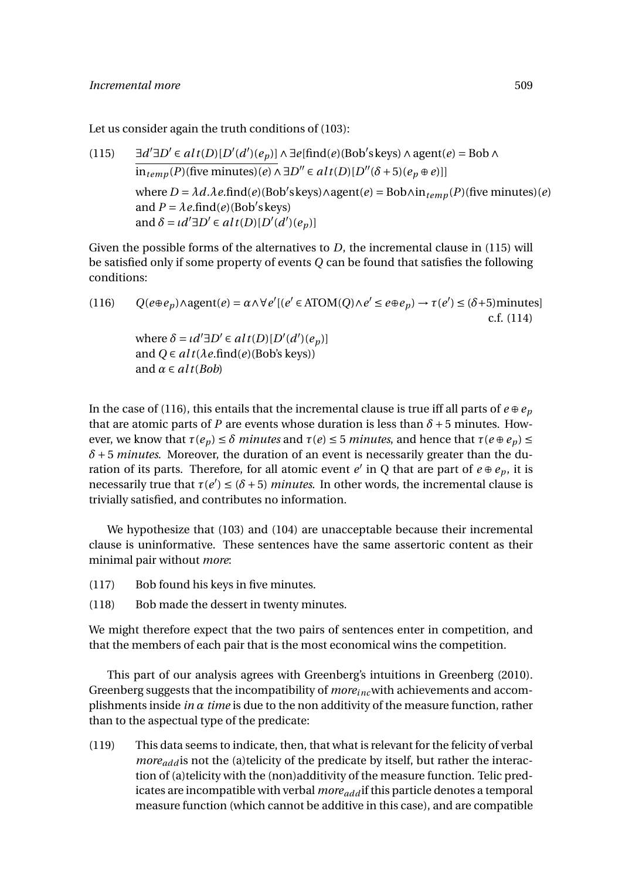Let us consider again the truth conditions of (103):

(115) $\exists d' \exists D' \in alt(D)[D'(d')(e_p)] \wedge \exists e[\text{find}(e)(\text{Bob's keys}) \wedge \text{agent}(e) = \text{Bob} \wedge$
$\overline{\text{in}_{temp}(P)(\text{five minutes})(e)} \wedge \exists D'' \in alt(D)[D''(\delta + 5)(e_p \oplus e)]]$

where $D = \lambda d.\lambda e.\text{find}(e)(\text{Bob's keys}) \wedge \text{agent}(e) = \text{Bob} \wedge \text{in}_{temp}(P)(\text{five minutes})(e)$
and $P = \lambda e.\text{find}(e)(\text{Bob's keys})$
and $\delta = \iota d' \exists D' \in alt(D)[D'(d')(e_p)]$

Given the possible forms of the alternatives to $D$, the incremental clause in (115) will be satisfied only if some property of events $Q$ can be found that satisfies the following conditions:

(116) $Q(e \oplus e_p) \wedge \text{agent}(e) = \alpha \wedge \forall e'[(e' \in \text{ATOM}(Q) \wedge e' \leq e \oplus e_p) \rightarrow \tau(e') \leq (\delta + 5)\text{minutes}]$ c.f. (114)

where $\delta = \iota d' \exists D' \in alt(D)[D'(d')(e_p)]$
and $Q \in alt(\lambda e.\text{find}(e)(\text{Bob's keys}))$
and $\alpha \in alt(\textit{Bob})$

In the case of (116), this entails that the incremental clause is true iff all parts of $e \oplus e_p$ that are atomic parts of $P$ are events whose duration is less than $\delta + 5$ minutes. However, we know that $\tau(e_p) \leq \delta$ *minutes* and $\tau(e) \leq 5$ *minutes*, and hence that $\tau(e \oplus e_p) \leq \delta + 5$ *minutes*. Moreover, the duration of an event is necessarily greater than the duration of its parts. Therefore, for all atomic event $e'$ in Q that are part of $e \oplus e_p$, it is necessarily true that $\tau(e') \leq (\delta + 5)$ *minutes*. In other words, the incremental clause is trivially satisfied, and contributes no information.

We hypothesize that (103) and (104) are unacceptable because their incremental clause is uninformative. These sentences have the same assertoric content as their minimal pair without *more*:

(117) Bob found his keys in five minutes.

(118) Bob made the dessert in twenty minutes.

We might therefore expect that the two pairs of sentences enter in competition, and that the members of each pair that is the most economical wins the competition.

This part of our analysis agrees with Greenberg's intuitions in Greenberg (2010). Greenberg suggests that the incompatibility of $more_{inc}$ with achievements and accomplishments inside *in $\alpha$ time* is due to the non additivity of the measure function, rather than to the aspectual type of the predicate:

(119) This data seems to indicate, then, that what is relevant for the felicity of verbal $more_{add}$ is not the (a)telicity of the predicate by itself, but rather the interaction of (a)telicity with the (non)additivity of the measure function. Telic predicates are incompatible with verbal $more_{add}$ if this particle denotes a temporal measure function (which cannot be additive in this case), and are compatible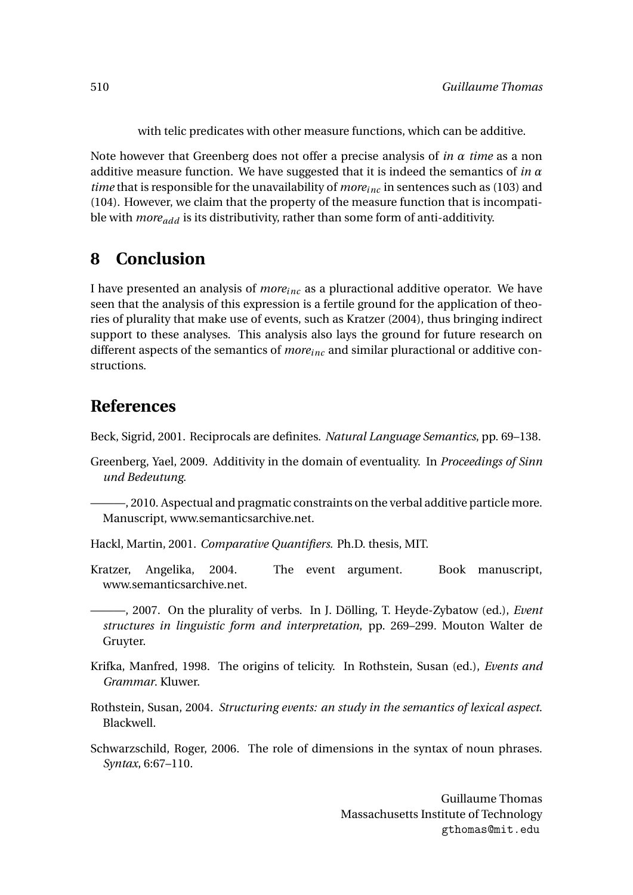with telic predicates with other measure functions, which can be additive.

Note however that Greenberg does not offer a precise analysis of *in $\alpha$ time* as a non additive measure function. We have suggested that it is indeed the semantics of *in $\alpha$ time* that is responsible for the unavailability of *more*$_{inc}$ in sentences such as (103) and (104). However, we claim that the property of the measure function that is incompatible with *more*$_{add}$ is its distributivity, rather than some form of anti-additivity.

## 8 Conclusion

I have presented an analysis of *more*$_{inc}$ as a pluractional additive operator. We have seen that the analysis of this expression is a fertile ground for the application of theories of plurality that make use of events, such as Kratzer (2004), thus bringing indirect support to these analyses. This analysis also lays the ground for future research on different aspects of the semantics of *more*$_{inc}$ and similar pluractional or additive constructions.

## References

Beck, Sigrid, 2001. Reciprocals are definites. *Natural Language Semantics*, pp. 69–138.

Greenberg, Yael, 2009. Additivity in the domain of eventuality. In *Proceedings of Sinn und Bedeutung*.

———, 2010. Aspectual and pragmatic constraints on the verbal additive particle more. Manuscript, www.semanticsarchive.net.

Hackl, Martin, 2001. *Comparative Quantifiers*. Ph.D. thesis, MIT.

Kratzer, Angelika, 2004. The event argument. Book manuscript, www.semanticsarchive.net.

———, 2007. On the plurality of verbs. In J. Dölling, T. Heyde-Zybatow (ed.), *Event structures in linguistic form and interpretation*, pp. 269–299. Mouton Walter de Gruyter.

Krifka, Manfred, 1998. The origins of telicity. In Rothstein, Susan (ed.), *Events and Grammar*. Kluwer.

Rothstein, Susan, 2004. *Structuring events: an study in the semantics of lexical aspect*. Blackwell.

Schwarzschild, Roger, 2006. The role of dimensions in the syntax of noun phrases. *Syntax*, 6:67–110.

Guillaume Thomas  
Massachusetts Institute of Technology  
gthomas@mit.edu